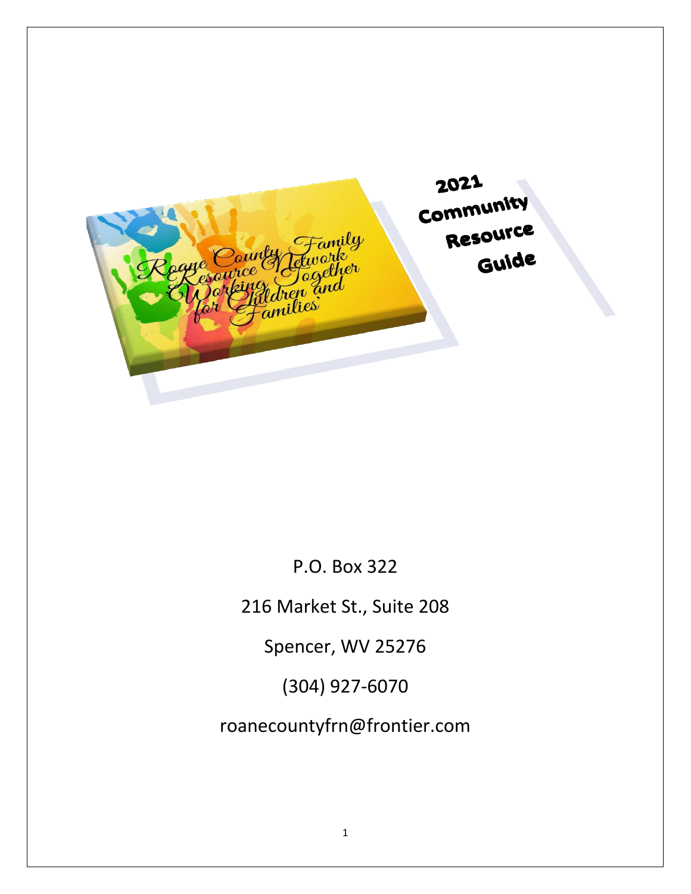Roane County Family Resource Network Working Together for Children and Families

# 2021 Community Resource Guide

P.O. Box 322

216 Market St., Suite 208

Spencer, WV 25276

(304) 927-6070

roanecountyfrn@frontier.com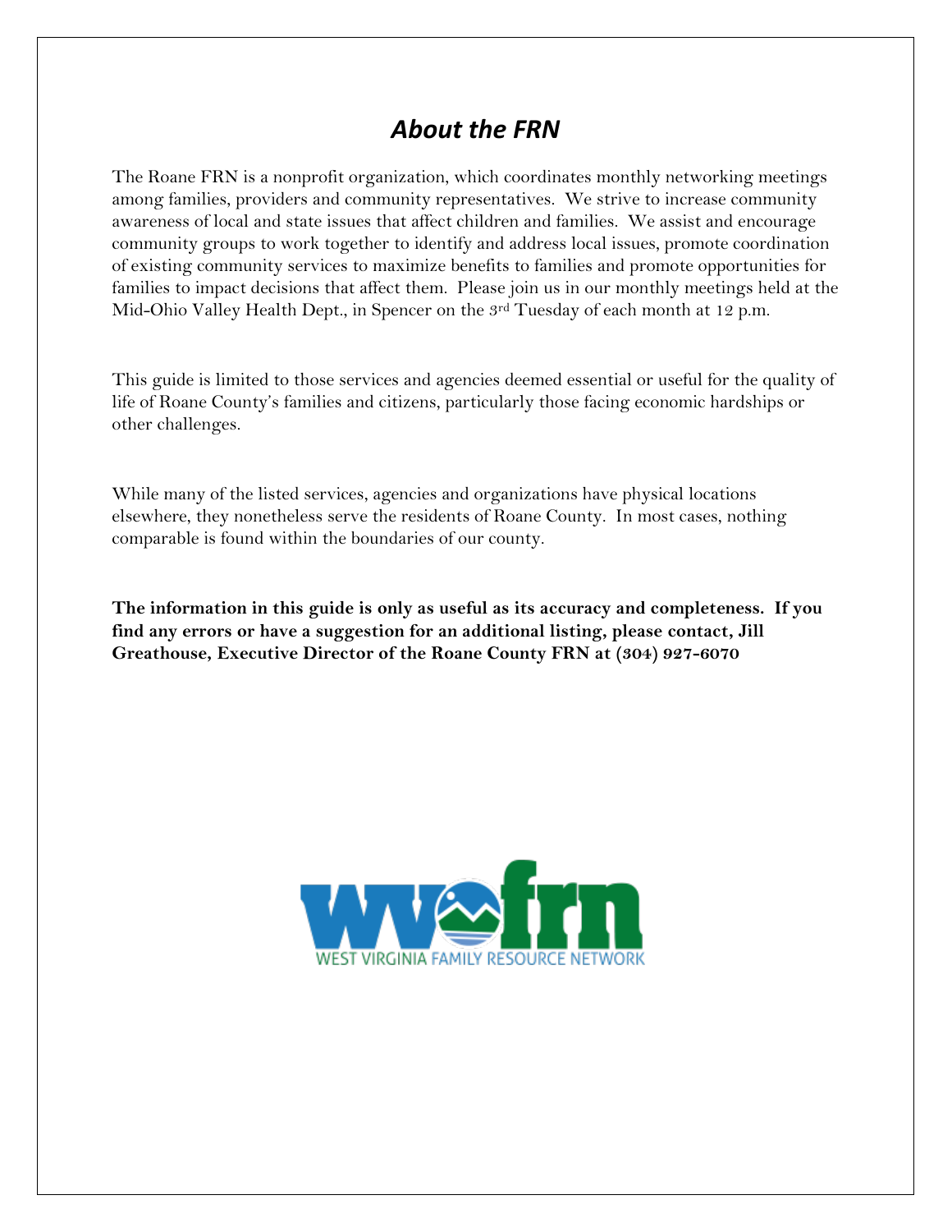# *About the FRN*

The Roane FRN is a nonprofit organization, which coordinates monthly networking meetings among families, providers and community representatives. We strive to increase community awareness of local and state issues that affect children and families. We assist and encourage community groups to work together to identify and address local issues, promote coordination of existing community services to maximize benefits to families and promote opportunities for families to impact decisions that affect them. Please join us in our monthly meetings held at the Mid-Ohio Valley Health Dept., in Spencer on the 3rd Tuesday of each month at 12 p.m.

This guide is limited to those services and agencies deemed essential or useful for the quality of life of Roane County's families and citizens, particularly those facing economic hardships or other challenges.

While many of the listed services, agencies and organizations have physical locations elsewhere, they nonetheless serve the residents of Roane County. In most cases, nothing comparable is found within the boundaries of our county.

**The information in this guide is only as useful as its accuracy and completeness. If you find any errors or have a suggestion for an additional listing, please contact, Jill Greathouse, Executive Director of the Roane County FRN at (304) 927-6070**

WEST VIRGINIA FAMILY RESOURCE NETWORK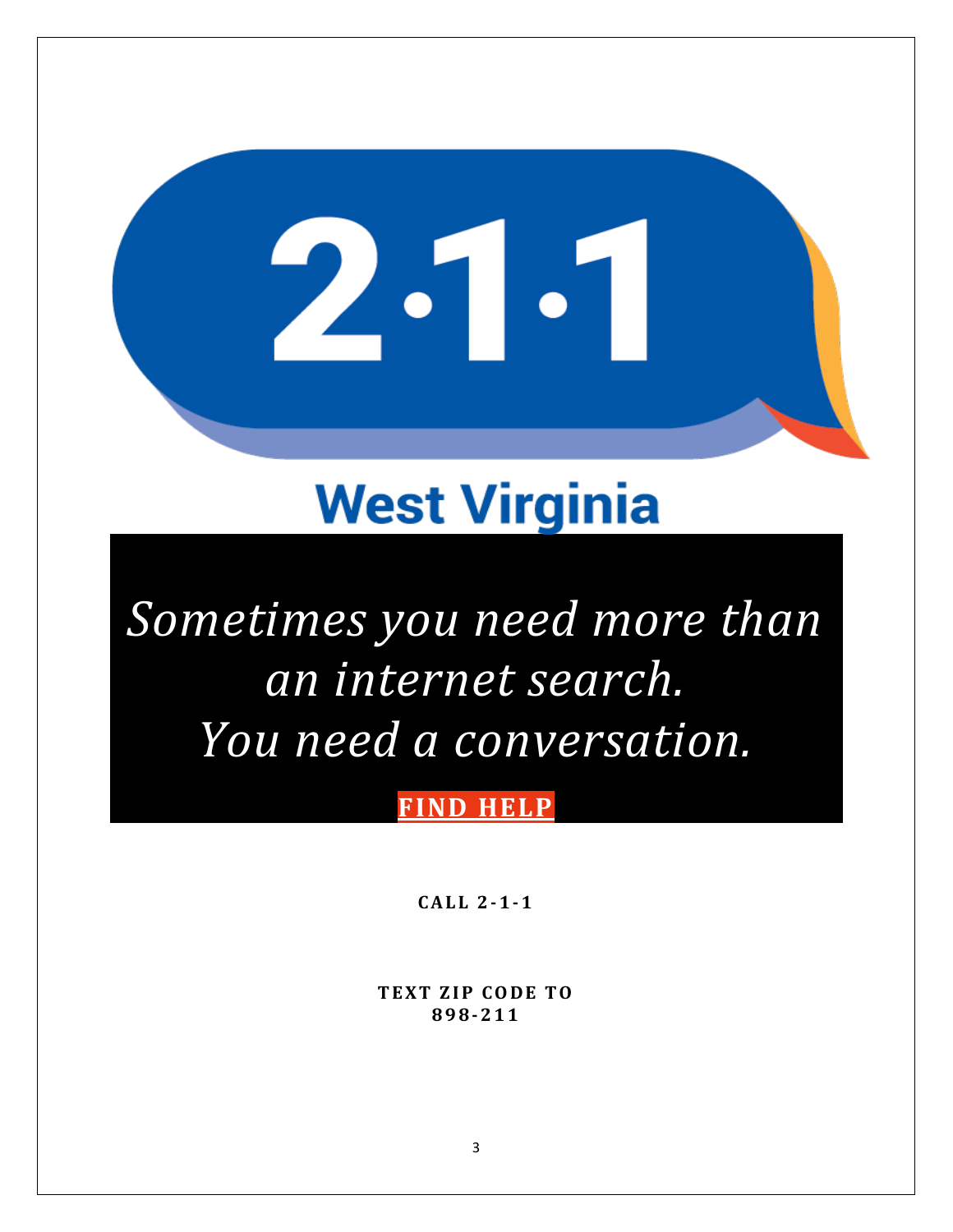# 2·1·1

## West Virginia

*Sometimes you need more than an internet search.*
*You need a conversation.*

**FIND HELP**

**CALL 2-1-1**

**TEXT ZIP CODE TO 898-211**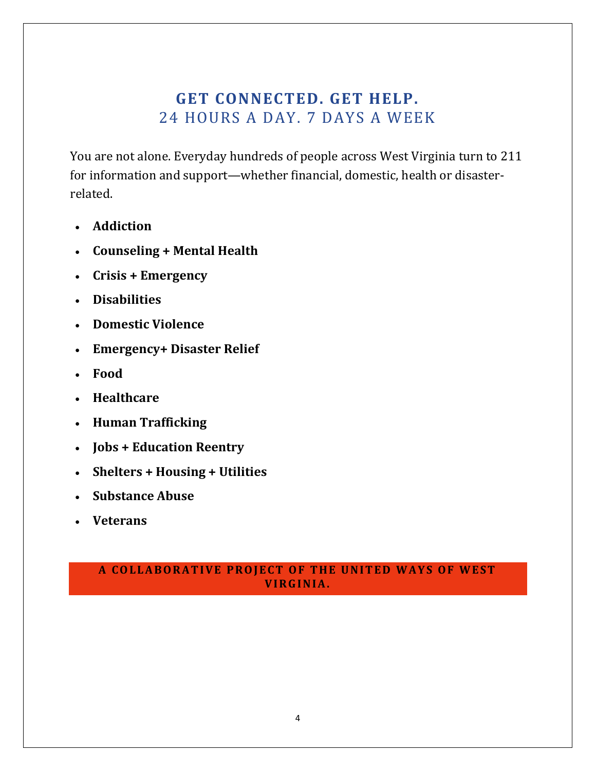## GET CONNECTED. GET HELP.
### 24 HOURS A DAY. 7 DAYS A WEEK

You are not alone. Everyday hundreds of people across West Virginia turn to 211 for information and support—whether financial, domestic, health or disaster-related.

- **Addiction**
- **Counseling + Mental Health**
- **Crisis + Emergency**
- **Disabilities**
- **Domestic Violence**
- **Emergency+ Disaster Relief**
- **Food**
- **Healthcare**
- **Human Trafficking**
- **Jobs + Education Reentry**
- **Shelters + Housing + Utilities**
- **Substance Abuse**
- **Veterans**

**A COLLABORATIVE PROJECT OF THE UNITED WAYS OF WEST VIRGINIA.**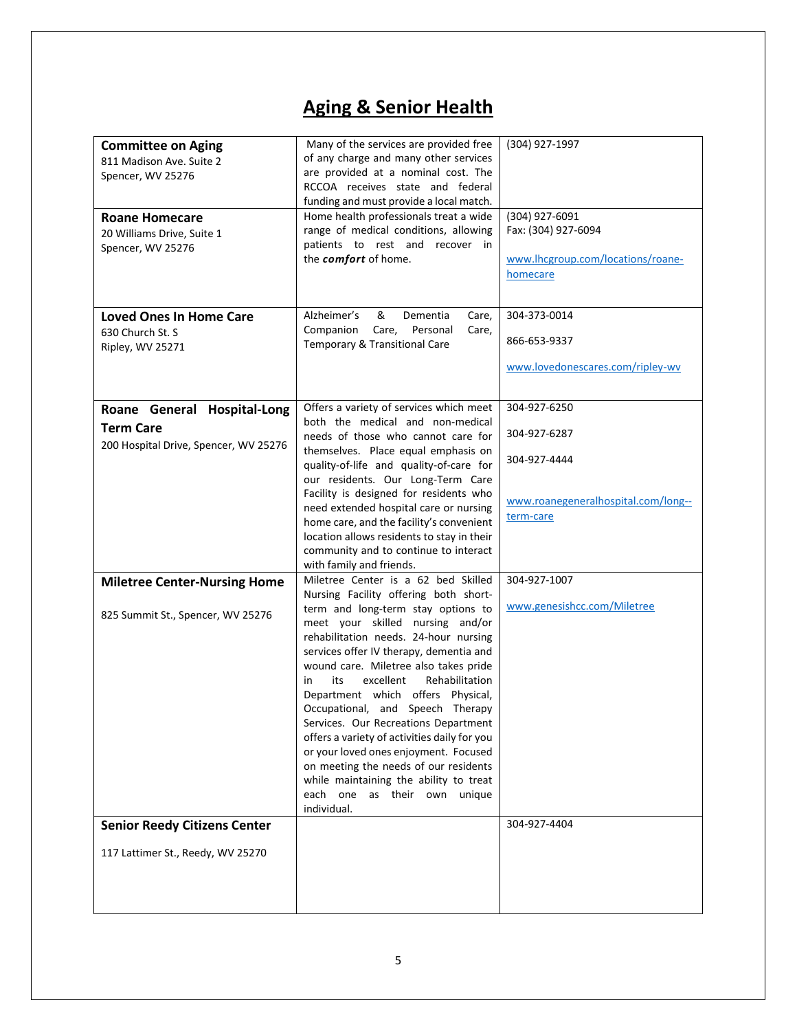# Aging & Senior Health

| | | |
|---|---|---|
| **Committee on Aging**<br>811 Madison Ave. Suite 2<br>Spencer, WV 25276 | Many of the services are provided free of any charge and many other services are provided at a nominal cost. The RCCOA receives state and federal funding and must provide a local match. | (304) 927-1997 |
| **Roane Homecare**<br>20 Williams Drive, Suite 1<br>Spencer, WV 25276 | Home health professionals treat a wide range of medical conditions, allowing patients to rest and recover in the ***comfort*** of home. | (304) 927-6091<br>Fax: (304) 927-6094<br><br>www.lhcgroup.com/locations/roane-homecare |
| **Loved Ones In Home Care**<br>630 Church St. S<br>Ripley, WV 25271 | Alzheimer's & Dementia Care, Companion Care, Personal Care, Temporary & Transitional Care | 304-373-0014<br><br>866-653-9337<br><br>www.lovedonescares.com/ripley-wv |
| **Roane General Hospital-Long Term Care**<br>200 Hospital Drive, Spencer, WV 25276 | Offers a variety of services which meet both the medical and non-medical needs of those who cannot care for themselves. Place equal emphasis on quality-of-life and quality-of-care for our residents. Our Long-Term Care Facility is designed for residents who need extended hospital care or nursing home care, and the facility's convenient location allows residents to stay in their community and to continue to interact with family and friends. | 304-927-6250<br><br>304-927-6287<br><br>304-927-4444<br><br>www.roanegeneralhospital.com/long--term-care |
| **Miletree Center-Nursing Home**<br><br>825 Summit St., Spencer, WV 25276 | Miletree Center is a 62 bed Skilled Nursing Facility offering both short-term and long-term stay options to meet your skilled nursing and/or rehabilitation needs. 24-hour nursing services offer IV therapy, dementia and wound care. Miletree also takes pride in its excellent Rehabilitation Department which offers Physical, Occupational, and Speech Therapy Services. Our Recreations Department offers a variety of activities daily for you or your loved ones enjoyment. Focused on meeting the needs of our residents while maintaining the ability to treat each one as their own unique individual. | 304-927-1007<br><br>www.genesishcc.com/Miletree |
| **Senior Reedy Citizens Center**<br><br>117 Lattimer St., Reedy, WV 25270 | | 304-927-4404 |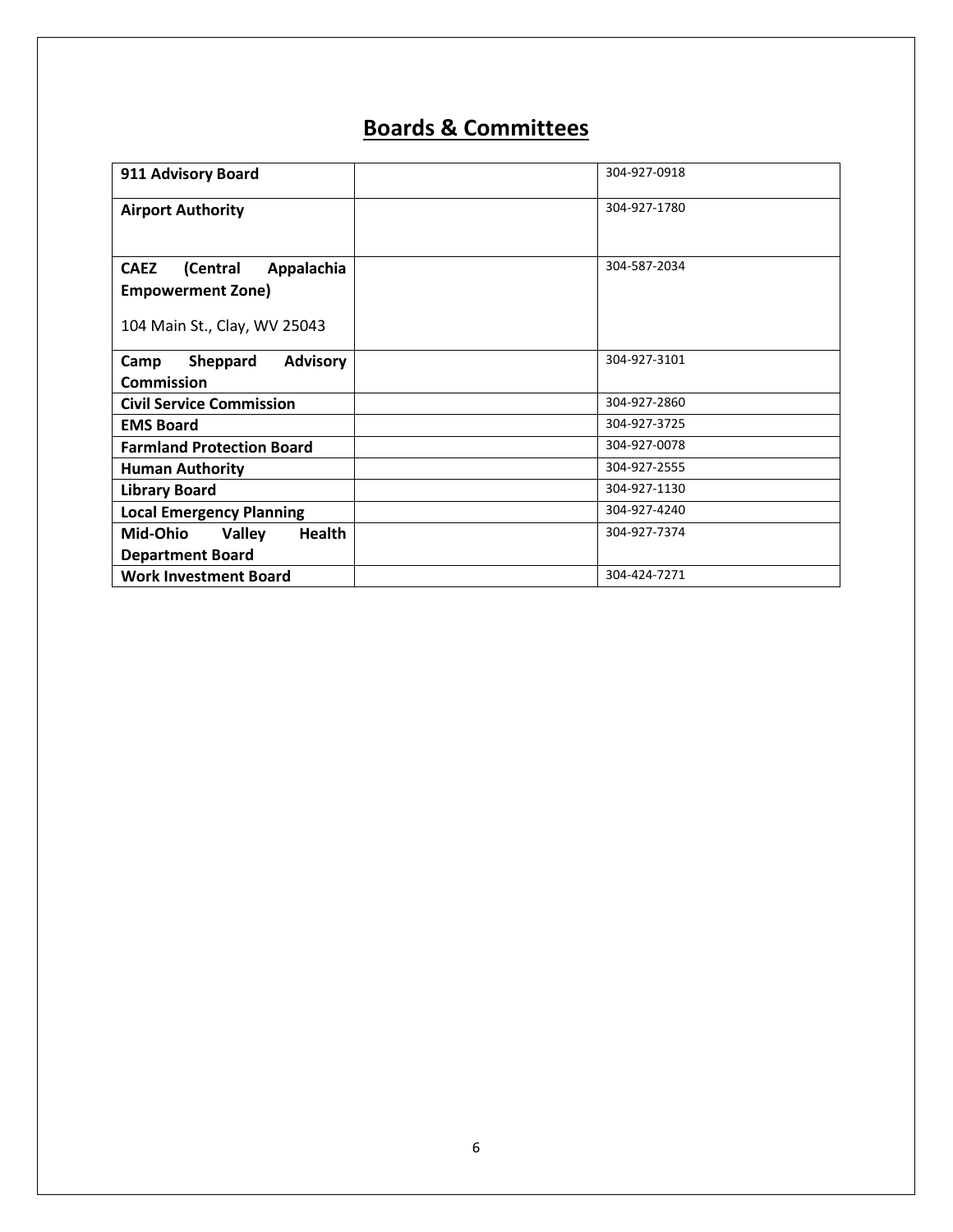# Boards & Committees

| | | |
|---|---|---|
| **911 Advisory Board** | | 304-927-0918 |
| **Airport Authority** | | 304-927-1780 |
| **CAEZ (Central Appalachia Empowerment Zone)**<br>104 Main St., Clay, WV 25043 | | 304-587-2034 |
| **Camp Sheppard Advisory Commission** | | 304-927-3101 |
| **Civil Service Commission** | | 304-927-2860 |
| **EMS Board** | | 304-927-3725 |
| **Farmland Protection Board** | | 304-927-0078 |
| **Human Authority** | | 304-927-2555 |
| **Library Board** | | 304-927-1130 |
| **Local Emergency Planning** | | 304-927-4240 |
| **Mid-Ohio Valley Health Department Board** | | 304-927-7374 |
| **Work Investment Board** | | 304-424-7271 |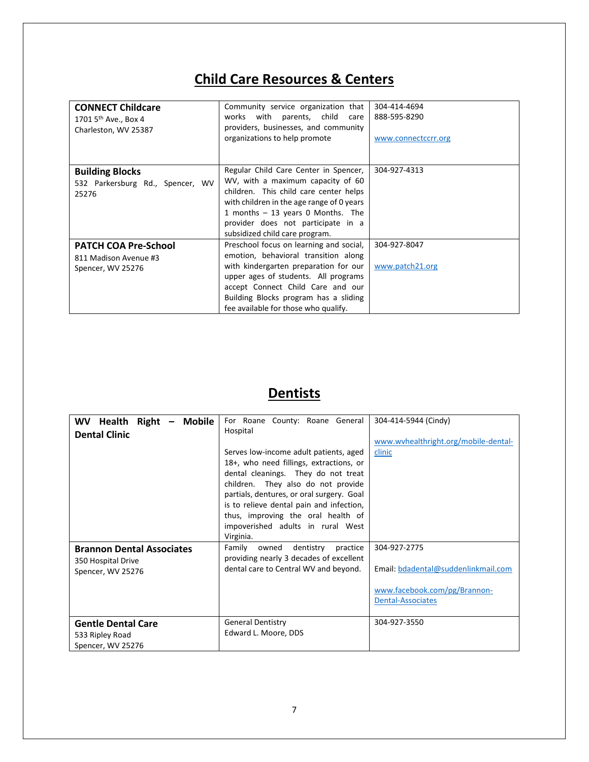## Child Care Resources & Centers

| | | |
|---|---|---|
| **CONNECT Childcare**<br>1701 5th Ave., Box 4<br>Charleston, WV 25387 | Community service organization that works with parents, child care providers, businesses, and community organizations to help promote | 304-414-4694<br>888-595-8290<br><br>www.connectccrr.org |
| **Building Blocks**<br>532 Parkersburg Rd., Spencer, WV 25276 | Regular Child Care Center in Spencer, WV, with a maximum capacity of 60 children. This child care center helps with children in the age range of 0 years 1 months – 13 years 0 Months. The provider does not participate in a subsidized child care program. | 304-927-4313 |
| **PATCH COA Pre-School**<br>811 Madison Avenue #3<br>Spencer, WV 25276 | Preschool focus on learning and social, emotion, behavioral transition along with kindergarten preparation for our upper ages of students. All programs accept Connect Child Care and our Building Blocks program has a sliding fee available for those who qualify. | 304-927-8047<br><br>www.patch21.org |

## Dentists

| | | |
|---|---|---|
| **WV Health Right – Mobile Dental Clinic** | For Roane County: Roane General Hospital<br><br>Serves low-income adult patients, aged 18+, who need fillings, extractions, or dental cleanings. They do not treat children. They also do not provide partials, dentures, or oral surgery. Goal is to relieve dental pain and infection, thus, improving the oral health of impoverished adults in rural West Virginia. | 304-414-5944 (Cindy)<br><br>www.wvhealthright.org/mobile-dental-clinic |
| **Brannon Dental Associates**<br>350 Hospital Drive<br>Spencer, WV 25276 | Family owned dentistry practice providing nearly 3 decades of excellent dental care to Central WV and beyond. | 304-927-2775<br><br>Email: bdadental@suddenlinkmail.com<br><br>www.facebook.com/pg/Brannon-Dental-Associates |
| **Gentle Dental Care**<br>533 Ripley Road<br>Spencer, WV 25276 | General Dentistry<br>Edward L. Moore, DDS | 304-927-3550 |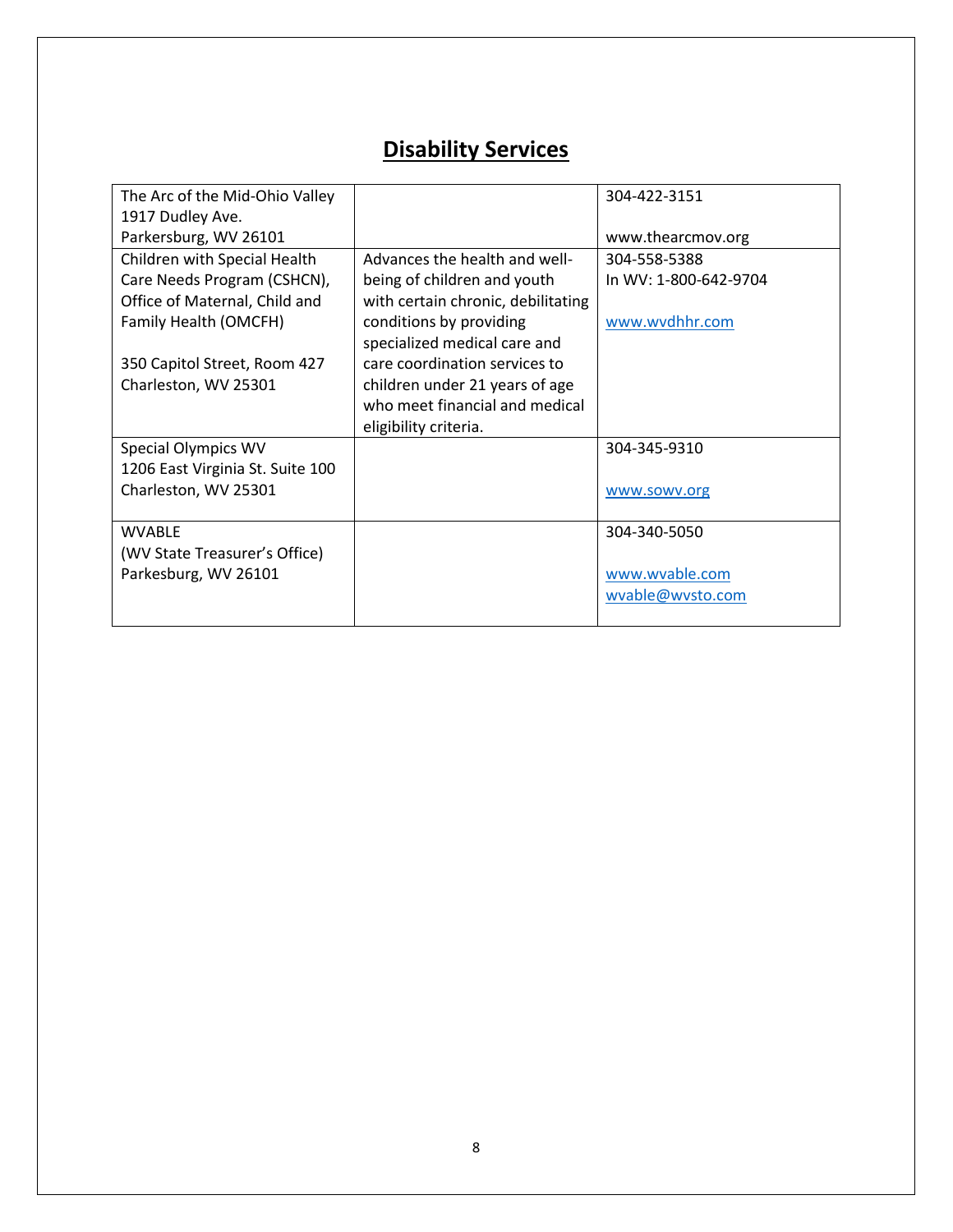## **Disability Services**

| | | |
|---|---|---|
| The Arc of the Mid-Ohio Valley<br>1917 Dudley Ave.<br>Parkersburg, WV 26101 | | 304-422-3151<br><br>www.thearcmov.org |
| Children with Special Health Care Needs Program (CSHCN), Office of Maternal, Child and Family Health (OMCFH)<br><br>350 Capitol Street, Room 427<br>Charleston, WV 25301 | Advances the health and well-being of children and youth with certain chronic, debilitating conditions by providing specialized medical care and care coordination services to children under 21 years of age who meet financial and medical eligibility criteria. | 304-558-5388<br>In WV: 1-800-642-9704<br><br>www.wvdhhr.com |
| Special Olympics WV<br>1206 East Virginia St. Suite 100<br>Charleston, WV 25301 | | 304-345-9310<br><br>www.sowv.org |
| WVABLE<br>(WV State Treasurer's Office)<br>Parkesburg, WV 26101 | | 304-340-5050<br><br>www.wvable.com<br>wvable@wvsto.com |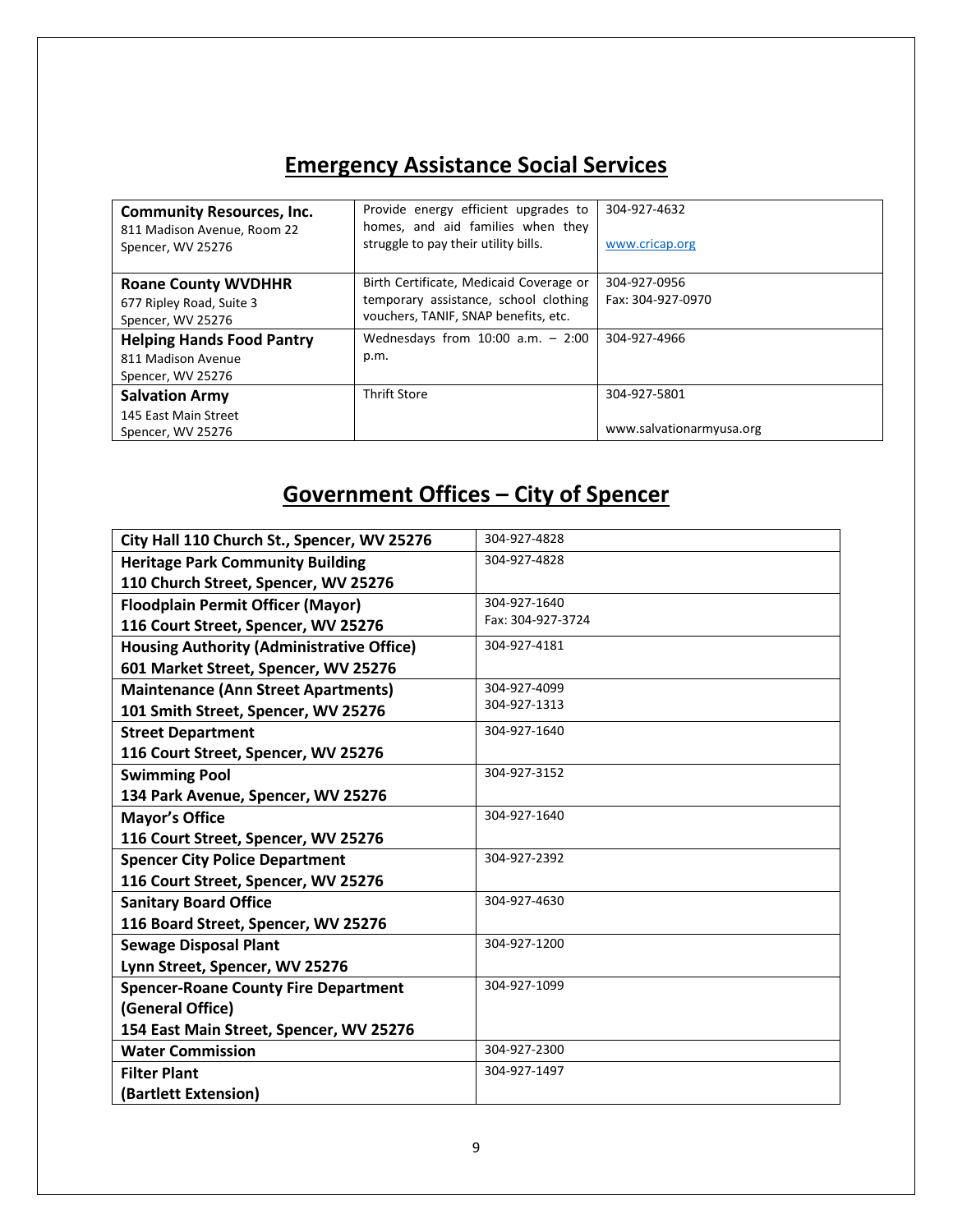## Emergency Assistance Social Services

| | | |
|---|---|---|
| **Community Resources, Inc.**<br>811 Madison Avenue, Room 22<br>Spencer, WV 25276 | Provide energy efficient upgrades to homes, and aid families when they struggle to pay their utility bills. | 304-927-4632<br><br>www.cricap.org |
| **Roane County WVDHHR**<br>677 Ripley Road, Suite 3<br>Spencer, WV 25276 | Birth Certificate, Medicaid Coverage or temporary assistance, school clothing vouchers, TANIF, SNAP benefits, etc. | 304-927-0956<br>Fax: 304-927-0970 |
| **Helping Hands Food Pantry**<br>811 Madison Avenue<br>Spencer, WV 25276 | Wednesdays from 10:00 a.m. – 2:00 p.m. | 304-927-4966 |
| **Salvation Army**<br>145 East Main Street<br>Spencer, WV 25276 | Thrift Store | 304-927-5801<br><br>www.salvationarmyusa.org |

## Government Offices – City of Spencer

| | |
|---|---|
| **City Hall 110 Church St., Spencer, WV 25276** | 304-927-4828 |
| **Heritage Park Community Building**<br>**110 Church Street, Spencer, WV 25276** | 304-927-4828 |
| **Floodplain Permit Officer (Mayor)**<br>**116 Court Street, Spencer, WV 25276** | 304-927-1640<br>Fax: 304-927-3724 |
| **Housing Authority (Administrative Office)**<br>**601 Market Street, Spencer, WV 25276** | 304-927-4181 |
| **Maintenance (Ann Street Apartments)**<br>**101 Smith Street, Spencer, WV 25276** | 304-927-4099<br>304-927-1313 |
| **Street Department**<br>**116 Court Street, Spencer, WV 25276** | 304-927-1640 |
| **Swimming Pool**<br>**134 Park Avenue, Spencer, WV 25276** | 304-927-3152 |
| **Mayor's Office**<br>**116 Court Street, Spencer, WV 25276** | 304-927-1640 |
| **Spencer City Police Department**<br>**116 Court Street, Spencer, WV 25276** | 304-927-2392 |
| **Sanitary Board Office**<br>**116 Board Street, Spencer, WV 25276** | 304-927-4630 |
| **Sewage Disposal Plant**<br>**Lynn Street, Spencer, WV 25276** | 304-927-1200 |
| **Spencer-Roane County Fire Department**<br>**(General Office)**<br>**154 East Main Street, Spencer, WV 25276** | 304-927-1099 |
| **Water Commission** | 304-927-2300 |
| **Filter Plant**<br>**(Bartlett Extension)** | 304-927-1497 |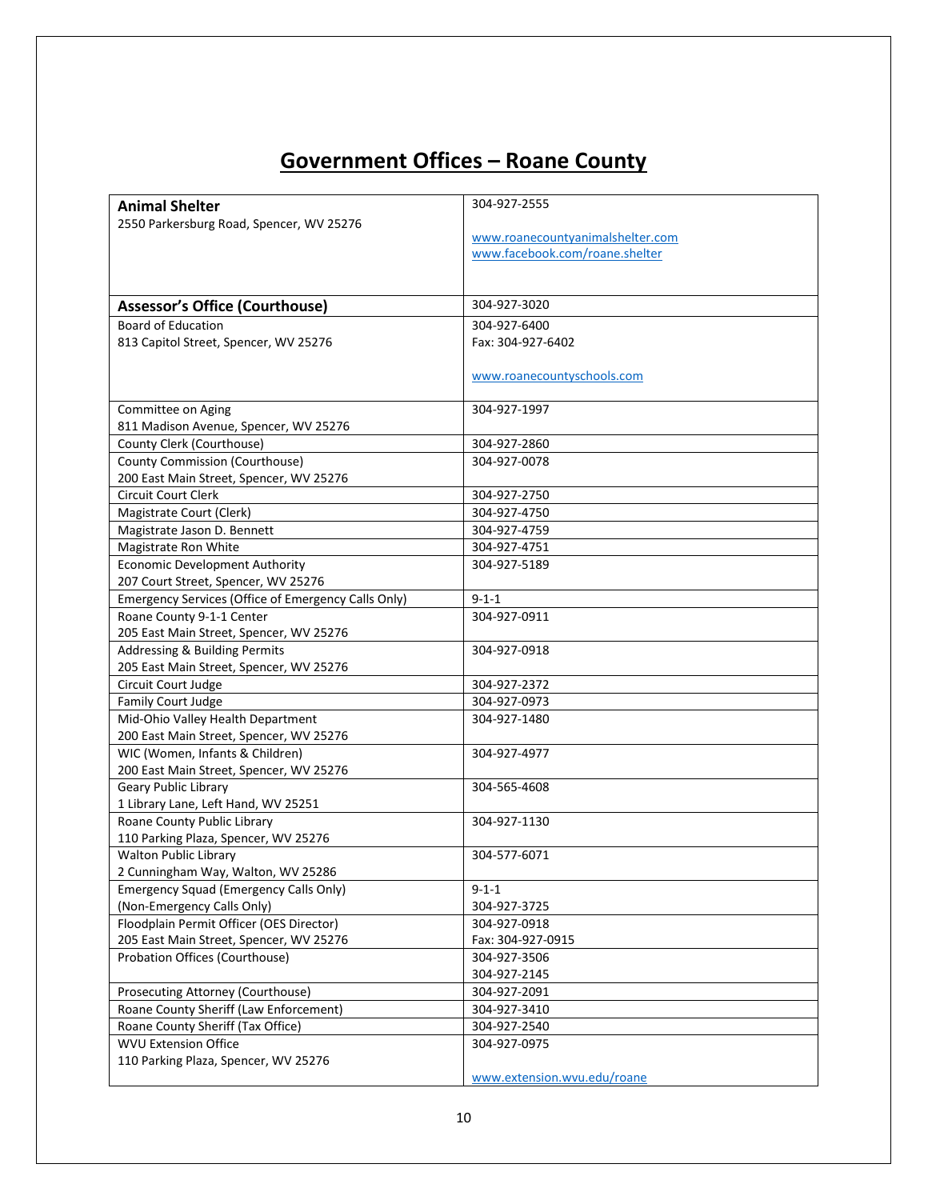# Government Offices – Roane County

| | |
|---|---|
| **Animal Shelter**<br>2550 Parkersburg Road, Spencer, WV 25276 | 304-927-2555<br><br>www.roanecountyanimalshelter.com<br>www.facebook.com/roane.shelter |
| **Assessor's Office (Courthouse)** | 304-927-3020 |
| Board of Education<br>813 Capitol Street, Spencer, WV 25276 | 304-927-6400<br>Fax: 304-927-6402<br><br>www.roanecountyschools.com |
| Committee on Aging<br>811 Madison Avenue, Spencer, WV 25276 | 304-927-1997 |
| County Clerk (Courthouse) | 304-927-2860 |
| County Commission (Courthouse)<br>200 East Main Street, Spencer, WV 25276 | 304-927-0078 |
| Circuit Court Clerk | 304-927-2750 |
| Magistrate Court (Clerk) | 304-927-4750 |
| Magistrate Jason D. Bennett | 304-927-4759 |
| Magistrate Ron White | 304-927-4751 |
| Economic Development Authority<br>207 Court Street, Spencer, WV 25276 | 304-927-5189 |
| Emergency Services (Office of Emergency Calls Only) | 9-1-1 |
| Roane County 9-1-1 Center<br>205 East Main Street, Spencer, WV 25276 | 304-927-0911 |
| Addressing & Building Permits<br>205 East Main Street, Spencer, WV 25276 | 304-927-0918 |
| Circuit Court Judge | 304-927-2372 |
| Family Court Judge | 304-927-0973 |
| Mid-Ohio Valley Health Department<br>200 East Main Street, Spencer, WV 25276 | 304-927-1480 |
| WIC (Women, Infants & Children)<br>200 East Main Street, Spencer, WV 25276 | 304-927-4977 |
| Geary Public Library<br>1 Library Lane, Left Hand, WV 25251 | 304-565-4608 |
| Roane County Public Library<br>110 Parking Plaza, Spencer, WV 25276 | 304-927-1130 |
| Walton Public Library<br>2 Cunningham Way, Walton, WV 25286 | 304-577-6071 |
| Emergency Squad (Emergency Calls Only)<br>(Non-Emergency Calls Only) | 9-1-1<br>304-927-3725 |
| Floodplain Permit Officer (OES Director)<br>205 East Main Street, Spencer, WV 25276 | 304-927-0918<br>Fax: 304-927-0915 |
| Probation Offices (Courthouse) | 304-927-3506<br>304-927-2145 |
| Prosecuting Attorney (Courthouse) | 304-927-2091 |
| Roane County Sheriff (Law Enforcement) | 304-927-3410 |
| Roane County Sheriff (Tax Office) | 304-927-2540 |
| WVU Extension Office<br>110 Parking Plaza, Spencer, WV 25276 | 304-927-0975<br><br>www.extension.wvu.edu/roane |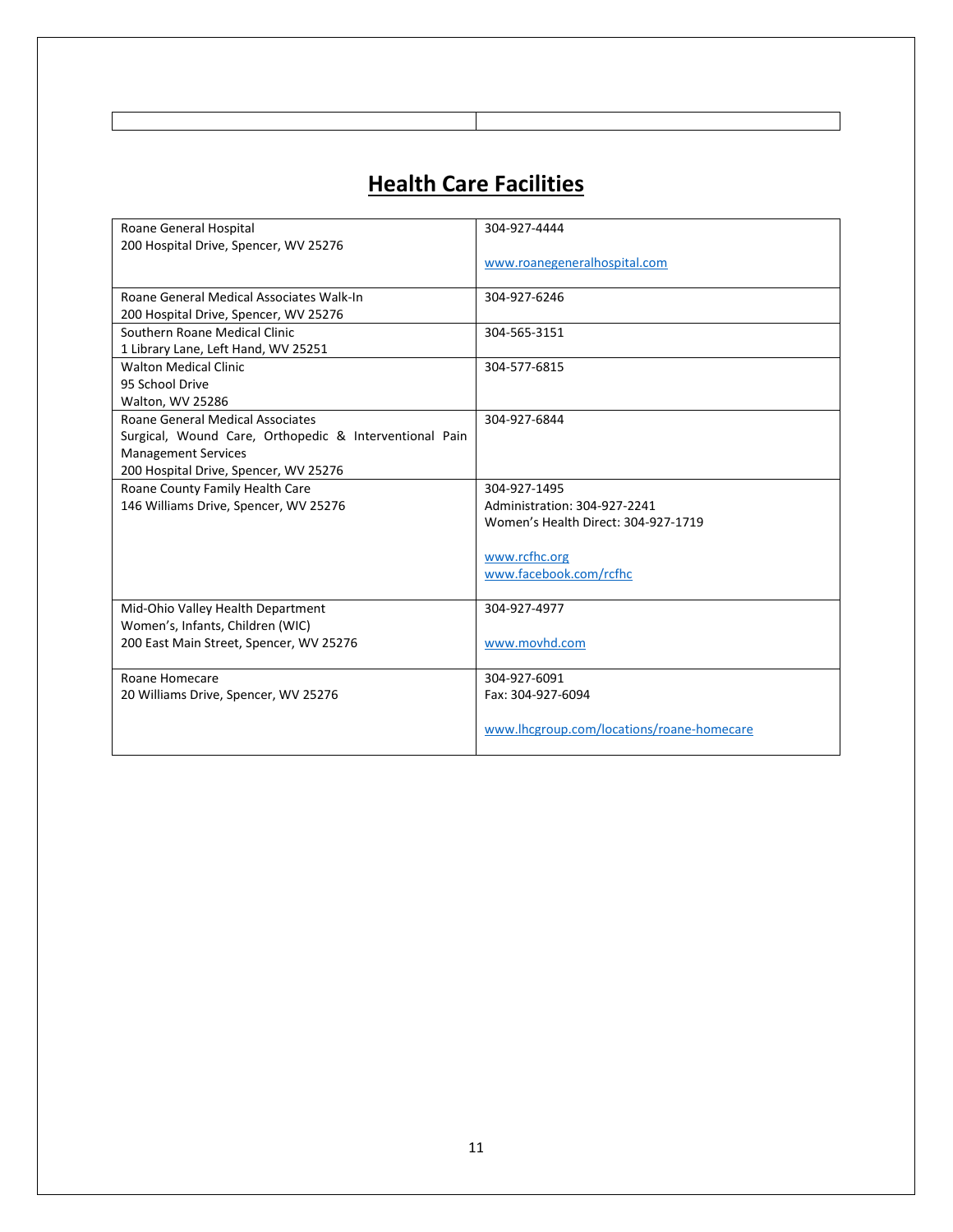## Health Care Facilities

| | |
|---|---|
| Roane General Hospital<br>200 Hospital Drive, Spencer, WV 25276 | 304-927-4444<br><br>www.roanegeneralhospital.com |
| Roane General Medical Associates Walk-In<br>200 Hospital Drive, Spencer, WV 25276 | 304-927-6246 |
| Southern Roane Medical Clinic<br>1 Library Lane, Left Hand, WV 25251 | 304-565-3151 |
| Walton Medical Clinic<br>95 School Drive<br>Walton, WV 25286 | 304-577-6815 |
| Roane General Medical Associates<br>Surgical, Wound Care, Orthopedic & Interventional Pain Management Services<br>200 Hospital Drive, Spencer, WV 25276 | 304-927-6844 |
| Roane County Family Health Care<br>146 Williams Drive, Spencer, WV 25276 | 304-927-1495<br>Administration: 304-927-2241<br>Women's Health Direct: 304-927-1719<br><br>www.rcfhc.org<br>www.facebook.com/rcfhc |
| Mid-Ohio Valley Health Department<br>Women's, Infants, Children (WIC)<br>200 East Main Street, Spencer, WV 25276 | 304-927-4977<br><br>www.movhd.com |
| Roane Homecare<br>20 Williams Drive, Spencer, WV 25276 | 304-927-6091<br>Fax: 304-927-6094<br><br>www.lhcgroup.com/locations/roane-homecare |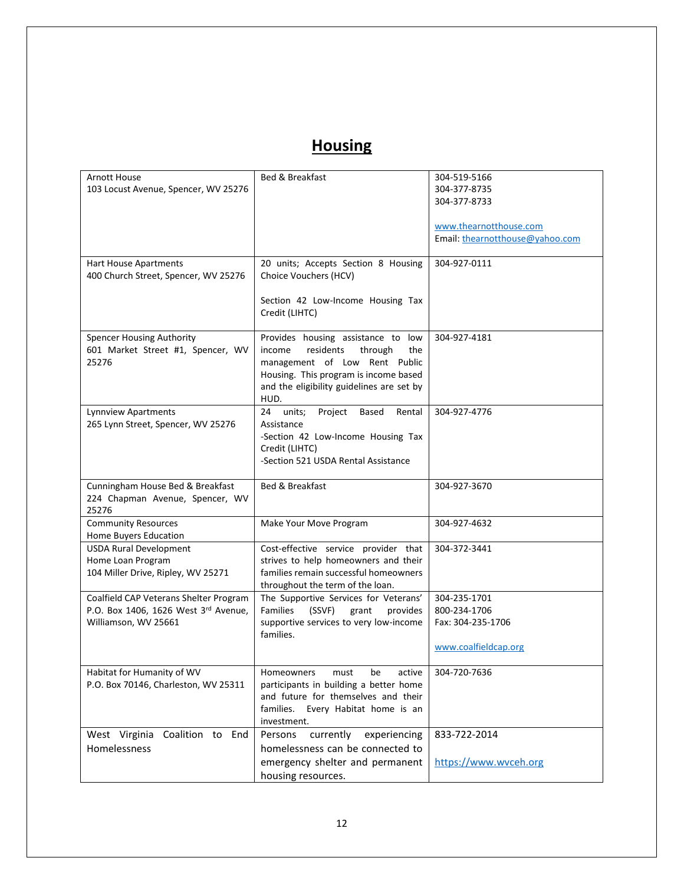# Housing

| | | |
|---|---|---|
| Arnott House<br>103 Locust Avenue, Spencer, WV 25276 | Bed & Breakfast | 304-519-5166<br>304-377-8735<br>304-377-8733<br><br>www.thearnotthouse.com<br>Email: thearnotthouse@yahoo.com |
| Hart House Apartments<br>400 Church Street, Spencer, WV 25276 | 20 units; Accepts Section 8 Housing Choice Vouchers (HCV)<br><br>Section 42 Low-Income Housing Tax Credit (LIHTC) | 304-927-0111 |
| Spencer Housing Authority<br>601 Market Street #1, Spencer, WV 25276 | Provides housing assistance to low income residents through the management of Low Rent Public Housing. This program is income based and the eligibility guidelines are set by HUD. | 304-927-4181 |
| Lynnview Apartments<br>265 Lynn Street, Spencer, WV 25276 | 24 units; Project Based Rental Assistance<br>-Section 42 Low-Income Housing Tax Credit (LIHTC)<br>-Section 521 USDA Rental Assistance | 304-927-4776 |
| Cunningham House Bed & Breakfast<br>224 Chapman Avenue, Spencer, WV 25276 | Bed & Breakfast | 304-927-3670 |
| Community Resources<br>Home Buyers Education | Make Your Move Program | 304-927-4632 |
| USDA Rural Development<br>Home Loan Program<br>104 Miller Drive, Ripley, WV 25271 | Cost-effective service provider that strives to help homeowners and their families remain successful homeowners throughout the term of the loan. | 304-372-3441 |
| Coalfield CAP Veterans Shelter Program<br>P.O. Box 1406, 1626 West 3rd Avenue, Williamson, WV 25661 | The Supportive Services for Veterans' Families (SSVF) grant provides supportive services to very low-income families. | 304-235-1701<br>800-234-1706<br>Fax: 304-235-1706<br><br>www.coalfieldcap.org |
| Habitat for Humanity of WV<br>P.O. Box 70146, Charleston, WV 25311 | Homeowners must be active participants in building a better home and future for themselves and their families. Every Habitat home is an investment. | 304-720-7636 |
| West Virginia Coalition to End Homelessness | Persons currently experiencing homelessness can be connected to emergency shelter and permanent housing resources. | 833-722-2014<br><br>https://www.wvceh.org |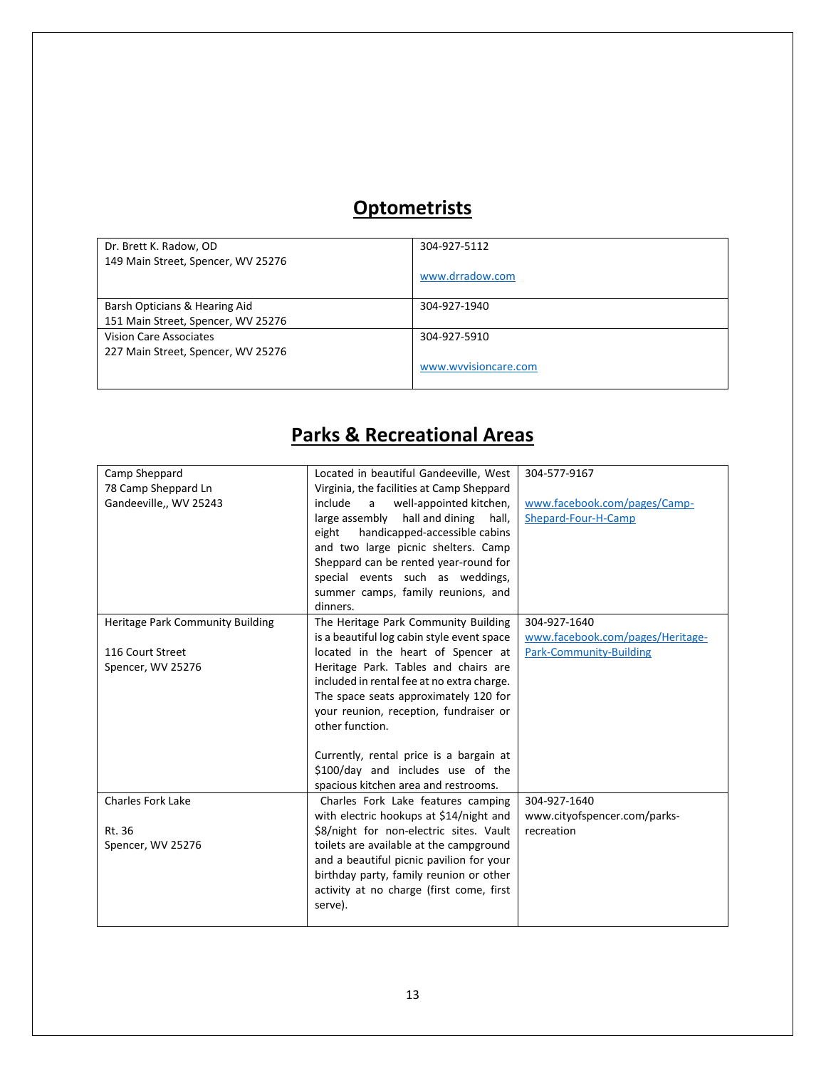## Optometrists

| | |
|---|---|
| Dr. Brett K. Radow, OD<br>149 Main Street, Spencer, WV 25276 | 304-927-5112<br><br>www.drradow.com |
| Barsh Opticians & Hearing Aid<br>151 Main Street, Spencer, WV 25276 | 304-927-1940 |
| Vision Care Associates<br>227 Main Street, Spencer, WV 25276 | 304-927-5910<br><br>www.wvvisioncare.com |

## Parks & Recreational Areas

| | | |
|---|---|---|
| Camp Sheppard<br>78 Camp Sheppard Ln<br>Gandeeville,, WV 25243 | Located in beautiful Gandeeville, West Virginia, the facilities at Camp Sheppard include a well-appointed kitchen, large assembly hall and dining hall, eight handicapped-accessible cabins and two large picnic shelters. Camp Sheppard can be rented year-round for special events such as weddings, summer camps, family reunions, and dinners. | 304-577-9167<br><br>www.facebook.com/pages/Camp-Shepard-Four-H-Camp |
| Heritage Park Community Building<br><br>116 Court Street<br>Spencer, WV 25276 | The Heritage Park Community Building is a beautiful log cabin style event space located in the heart of Spencer at Heritage Park. Tables and chairs are included in rental fee at no extra charge. The space seats approximately 120 for your reunion, reception, fundraiser or other function.<br><br>Currently, rental price is a bargain at $100/day and includes use of the spacious kitchen area and restrooms. | 304-927-1640<br>www.facebook.com/pages/Heritage-Park-Community-Building |
| Charles Fork Lake<br><br>Rt. 36<br>Spencer, WV 25276 | Charles Fork Lake features camping with electric hookups at $14/night and $8/night for non-electric sites. Vault toilets are available at the campground and a beautiful picnic pavilion for your birthday party, family reunion or other activity at no charge (first come, first serve). | 304-927-1640<br>www.cityofspencer.com/parks-recreation |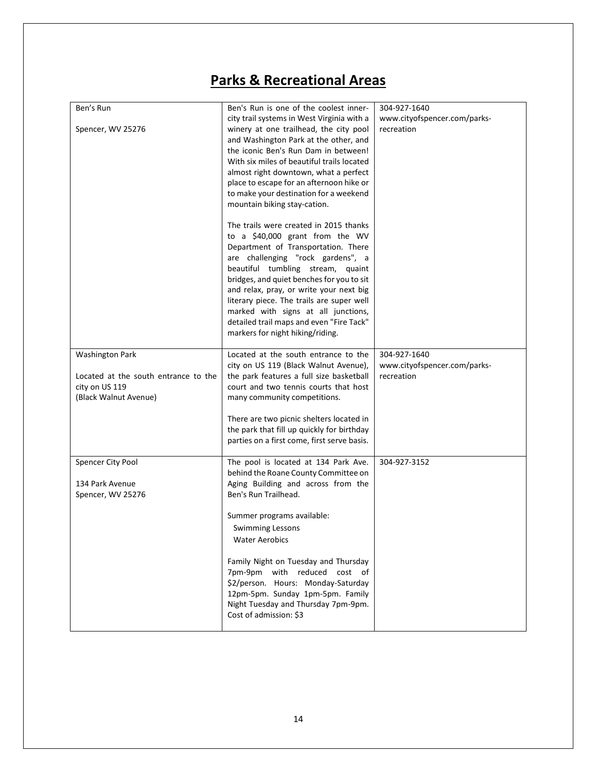# Parks & Recreational Areas

| | | |
|---|---|---|
| Ben's Run<br><br>Spencer, WV 25276 | Ben's Run is one of the coolest inner-city trail systems in West Virginia with a winery at one trailhead, the city pool and Washington Park at the other, and the iconic Ben's Run Dam in between! With six miles of beautiful trails located almost right downtown, what a perfect place to escape for an afternoon hike or to make your destination for a weekend mountain biking stay-cation.<br><br>The trails were created in 2015 thanks to a $40,000 grant from the WV Department of Transportation. There are challenging "rock gardens", a beautiful tumbling stream, quaint bridges, and quiet benches for you to sit and relax, pray, or write your next big literary piece. The trails are super well marked with signs at all junctions, detailed trail maps and even "Fire Tack" markers for night hiking/riding. | 304-927-1640<br>www.cityofspencer.com/parks-recreation |
| Washington Park<br><br>Located at the south entrance to the city on US 119<br>(Black Walnut Avenue) | Located at the south entrance to the city on US 119 (Black Walnut Avenue), the park features a full size basketball court and two tennis courts that host many community competitions.<br><br>There are two picnic shelters located in the park that fill up quickly for birthday parties on a first come, first serve basis. | 304-927-1640<br>www.cityofspencer.com/parks-recreation |
| Spencer City Pool<br><br>134 Park Avenue<br>Spencer, WV 25276 | The pool is located at 134 Park Ave. behind the Roane County Committee on Aging Building and across from the Ben's Run Trailhead.<br><br>Summer programs available:<br>Swimming Lessons<br>Water Aerobics<br><br>Family Night on Tuesday and Thursday 7pm-9pm with reduced cost of $2/person. Hours: Monday-Saturday 12pm-5pm. Sunday 1pm-5pm. Family Night Tuesday and Thursday 7pm-9pm. Cost of admission: $3 | 304-927-3152 |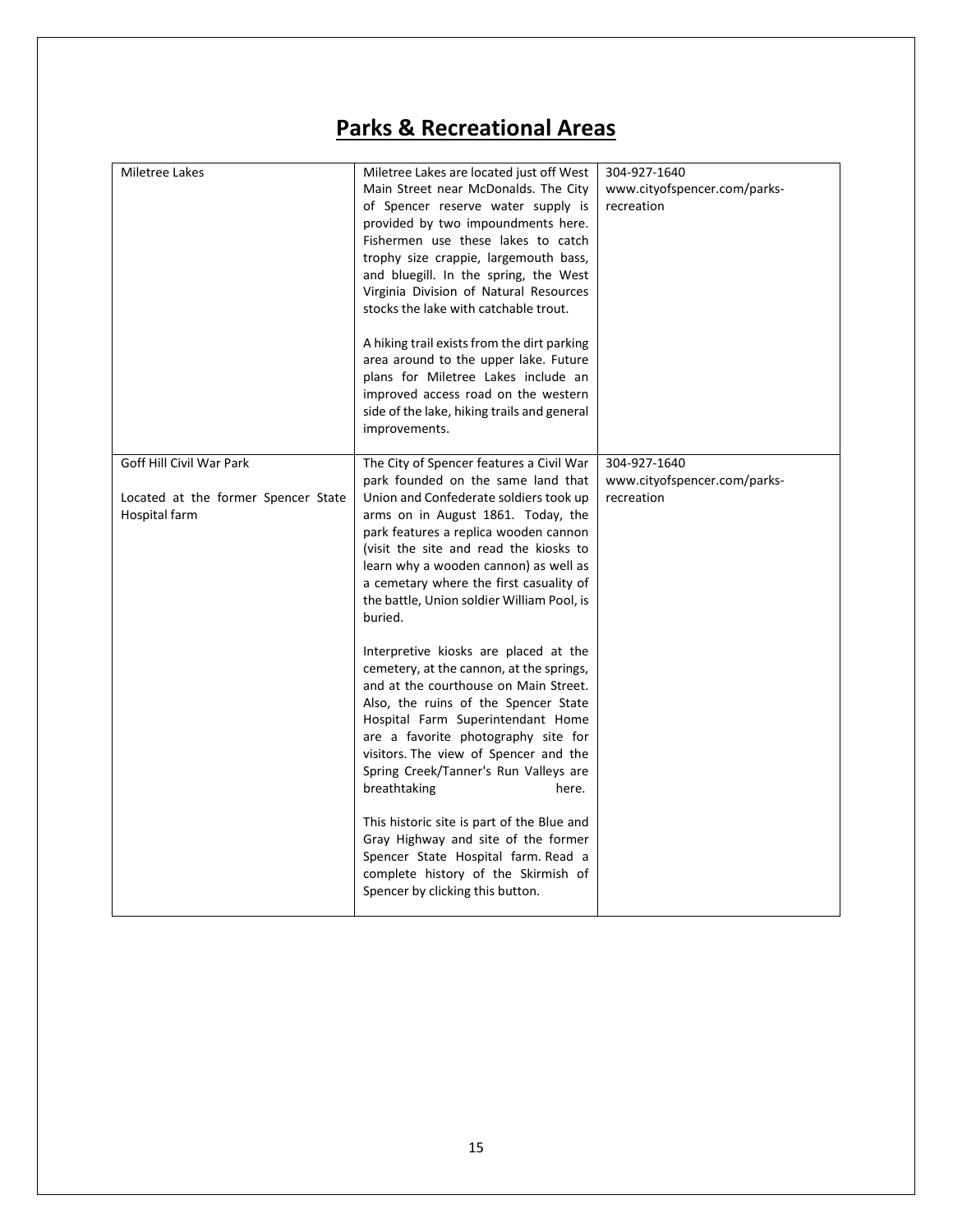# Parks & Recreational Areas

| | | |
|---|---|---|
| Miletree Lakes | Miletree Lakes are located just off West Main Street near McDonalds. The City of Spencer reserve water supply is provided by two impoundments here. Fishermen use these lakes to catch trophy size crappie, largemouth bass, and bluegill. In the spring, the West Virginia Division of Natural Resources stocks the lake with catchable trout.<br><br>A hiking trail exists from the dirt parking area around to the upper lake. Future plans for Miletree Lakes include an improved access road on the western side of the lake, hiking trails and general improvements. | 304-927-1640<br>www.cityofspencer.com/parks-recreation |
| Goff Hill Civil War Park<br><br>Located at the former Spencer State Hospital farm | The City of Spencer features a Civil War park founded on the same land that Union and Confederate soldiers took up arms on in August 1861. Today, the park features a replica wooden cannon (visit the site and read the kiosks to learn why a wooden cannon) as well as a cemetary where the first casuality of the battle, Union soldier William Pool, is buried.<br><br>Interpretive kiosks are placed at the cemetery, at the cannon, at the springs, and at the courthouse on Main Street. Also, the ruins of the Spencer State Hospital Farm Superintendant Home are a favorite photography site for visitors. The view of Spencer and the Spring Creek/Tanner's Run Valleys are breathtaking here.<br><br>This historic site is part of the Blue and Gray Highway and site of the former Spencer State Hospital farm. Read a complete history of the Skirmish of Spencer by clicking this button. | 304-927-1640<br>www.cityofspencer.com/parks-recreation |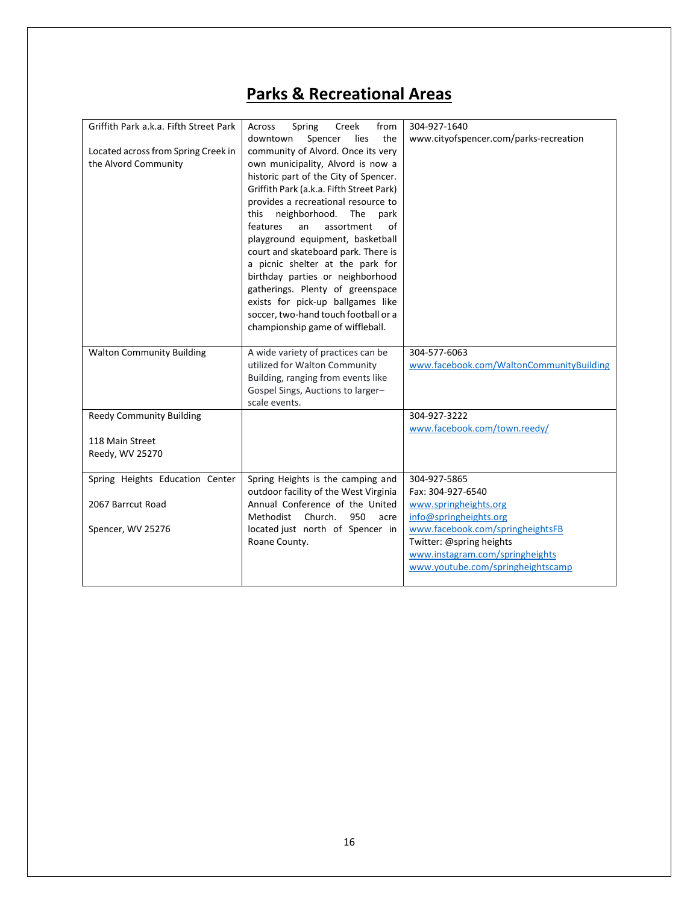# Parks & Recreational Areas

| | | |
|---|---|---|
| Griffith Park a.k.a. Fifth Street Park<br><br>Located across from Spring Creek in the Alvord Community | Across Spring Creek from downtown Spencer lies the community of Alvord. Once its very own municipality, Alvord is now a historic part of the City of Spencer. Griffith Park (a.k.a. Fifth Street Park) provides a recreational resource to this neighborhood. The park features an assortment of playground equipment, basketball court and skateboard park. There is a picnic shelter at the park for birthday parties or neighborhood gatherings. Plenty of greenspace exists for pick-up ballgames like soccer, two-hand touch football or a championship game of wiffleball. | 304-927-1640<br>www.cityofspencer.com/parks-recreation |
| Walton Community Building | A wide variety of practices can be utilized for Walton Community Building, ranging from events like Gospel Sings, Auctions to larger–scale events. | 304-577-6063<br>www.facebook.com/WaltonCommunityBuilding |
| Reedy Community Building<br><br>118 Main Street<br>Reedy, WV 25270 | | 304-927-3222<br>www.facebook.com/town.reedy/ |
| Spring Heights Education Center<br><br>2067 Barrcut Road<br><br>Spencer, WV 25276 | Spring Heights is the camping and outdoor facility of the West Virginia Annual Conference of the United Methodist Church. 950 acre located just north of Spencer in Roane County. | 304-927-5865<br>Fax: 304-927-6540<br>www.springheights.org<br>info@springheights.org<br>www.facebook.com/springheightsFB<br>Twitter: @spring heights<br>www.instagram.com/springheights<br>www.youtube.com/springheightscamp |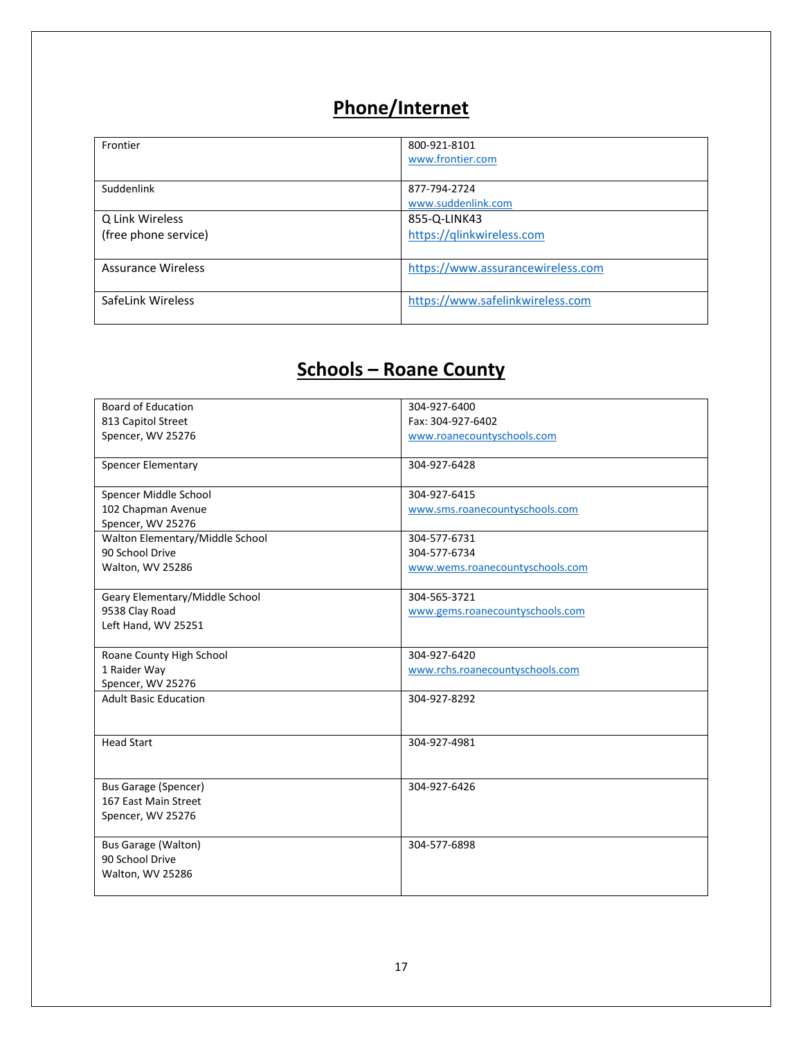## Phone/Internet

| | |
|---|---|
| Frontier | 800-921-8101<br>www.frontier.com |
| Suddenlink | 877-794-2724<br>www.suddenlink.com |
| Q Link Wireless<br>(free phone service) | 855-Q-LINK43<br>https://qlinkwireless.com |
| Assurance Wireless | https://www.assurancewireless.com |
| SafeLink Wireless | https://www.safelinkwireless.com |

## Schools – Roane County

| | |
|---|---|
| Board of Education<br>813 Capitol Street<br>Spencer, WV 25276 | 304-927-6400<br>Fax: 304-927-6402<br>www.roanecountyschools.com |
| Spencer Elementary | 304-927-6428 |
| Spencer Middle School<br>102 Chapman Avenue<br>Spencer, WV 25276 | 304-927-6415<br>www.sms.roanecountyschools.com |
| Walton Elementary/Middle School<br>90 School Drive<br>Walton, WV 25286 | 304-577-6731<br>304-577-6734<br>www.wems.roanecountyschools.com |
| Geary Elementary/Middle School<br>9538 Clay Road<br>Left Hand, WV 25251 | 304-565-3721<br>www.gems.roanecountyschools.com |
| Roane County High School<br>1 Raider Way<br>Spencer, WV 25276 | 304-927-6420<br>www.rchs.roanecountyschools.com |
| Adult Basic Education | 304-927-8292 |
| Head Start | 304-927-4981 |
| Bus Garage (Spencer)<br>167 East Main Street<br>Spencer, WV 25276 | 304-927-6426 |
| Bus Garage (Walton)<br>90 School Drive<br>Walton, WV 25286 | 304-577-6898 |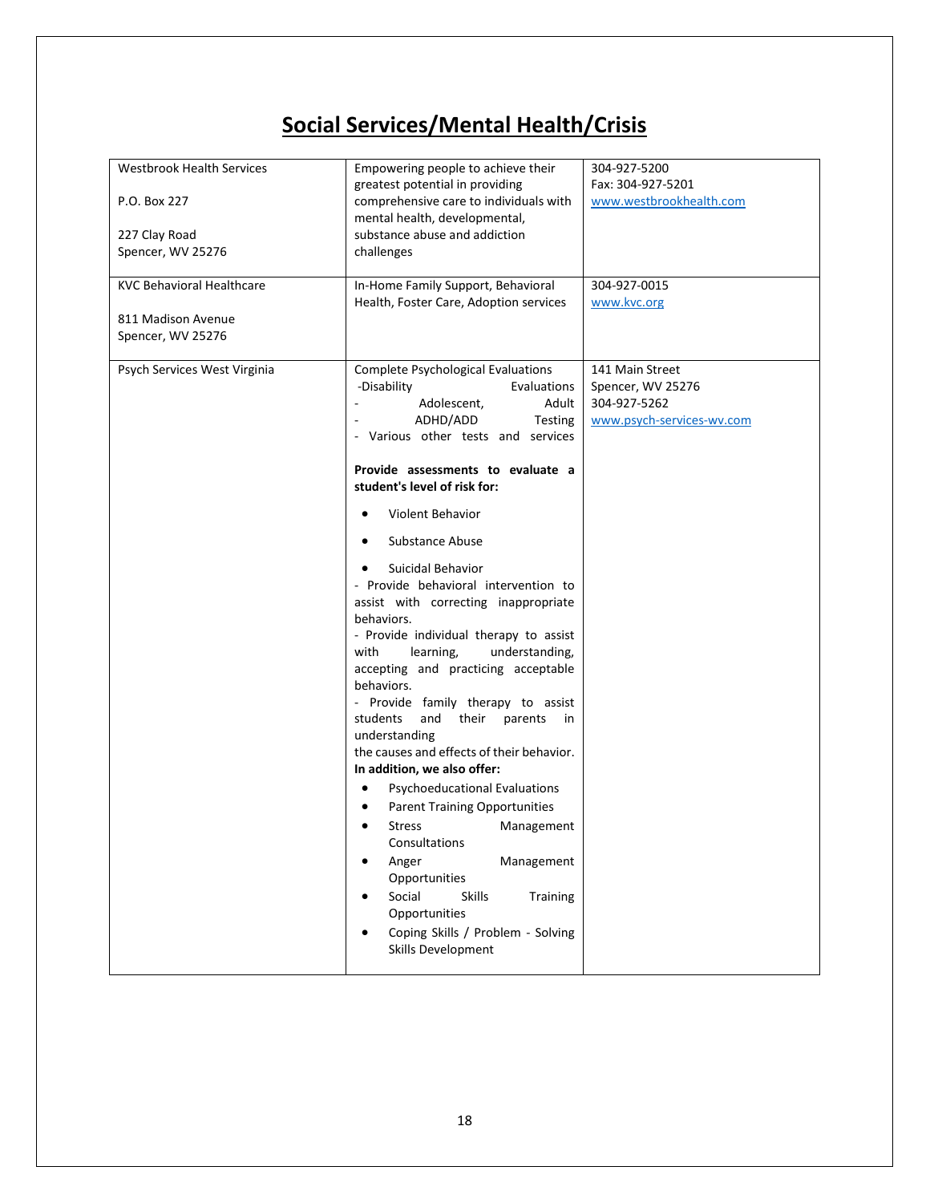# Social Services/Mental Health/Crisis

| | | |
|---|---|---|
| Westbrook Health Services<br><br>P.O. Box 227<br><br>227 Clay Road<br>Spencer, WV 25276 | Empowering people to achieve their greatest potential in providing comprehensive care to individuals with mental health, developmental, substance abuse and addiction challenges | 304-927-5200<br>Fax: 304-927-5201<br>www.westbrookhealth.com |
| KVC Behavioral Healthcare<br><br>811 Madison Avenue<br>Spencer, WV 25276 | In-Home Family Support, Behavioral Health, Foster Care, Adoption services | 304-927-0015<br>www.kvc.org |
| Psych Services West Virginia | Complete Psychological Evaluations<br>-Disability Evaluations<br>- Adolescent, Adult<br>- ADHD/ADD Testing<br>- Various other tests and services<br><br>**Provide assessments to evaluate a student's level of risk for:**<br>• Violent Behavior<br>• Substance Abuse<br>• Suicidal Behavior<br>- Provide behavioral intervention to assist with correcting inappropriate behaviors.<br>- Provide individual therapy to assist with learning, understanding, accepting and practicing acceptable behaviors.<br>- Provide family therapy to assist students and their parents in understanding the causes and effects of their behavior.<br>**In addition, we also offer:**<br>• Psychoeducational Evaluations<br>• Parent Training Opportunities<br>• Stress Management Consultations<br>• Anger Management Opportunities<br>• Social Skills Training Opportunities<br>• Coping Skills / Problem - Solving Skills Development | 141 Main Street<br>Spencer, WV 25276<br>304-927-5262<br>www.psych-services-wv.com |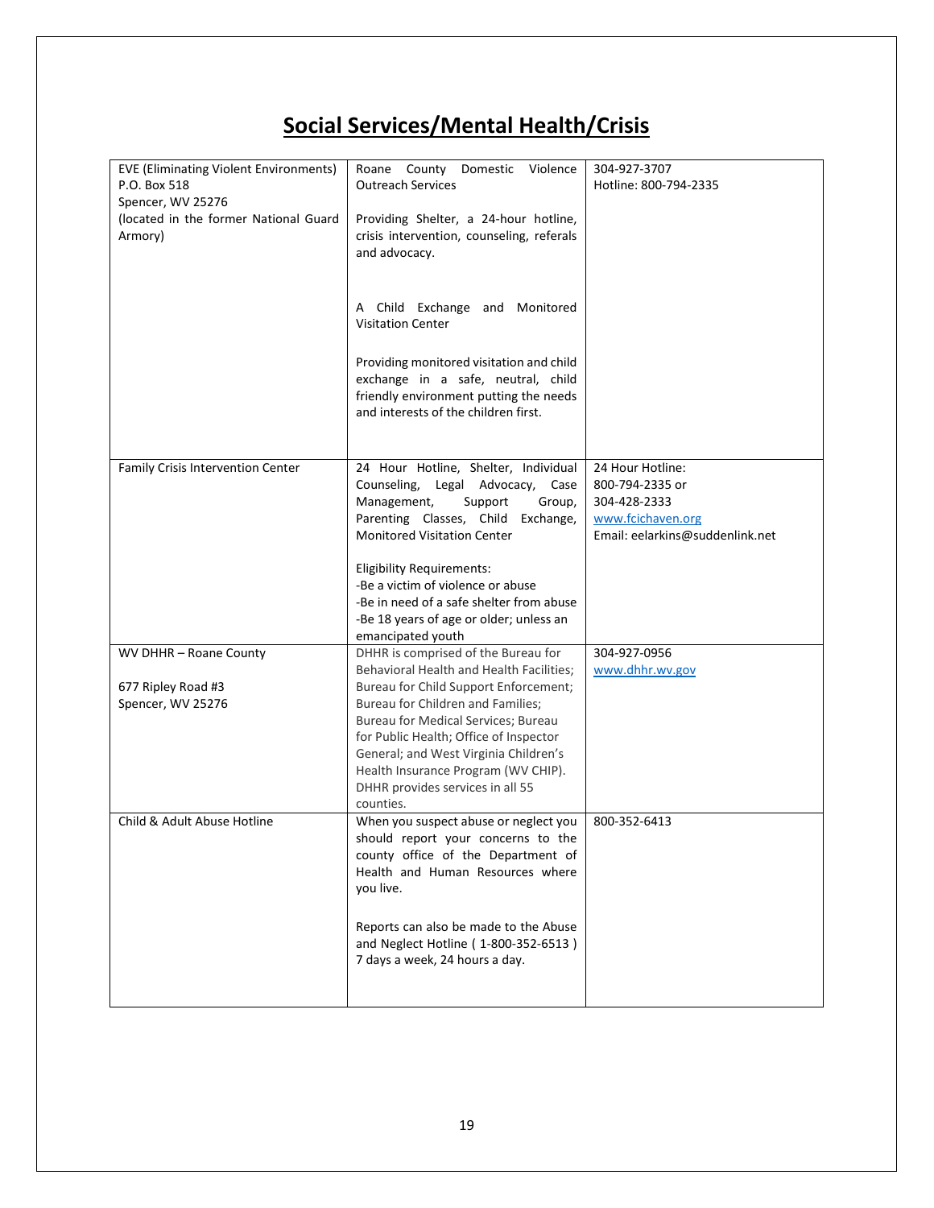## Social Services/Mental Health/Crisis

| | | |
|---|---|---|
| EVE (Eliminating Violent Environments)<br>P.O. Box 518<br>Spencer, WV 25276<br>(located in the former National Guard Armory) | Roane County Domestic Violence Outreach Services<br><br>Providing Shelter, a 24-hour hotline, crisis intervention, counseling, referals and advocacy.<br><br>A Child Exchange and Monitored Visitation Center<br><br>Providing monitored visitation and child exchange in a safe, neutral, child friendly environment putting the needs and interests of the children first. | 304-927-3707<br>Hotline: 800-794-2335 |
| Family Crisis Intervention Center | 24 Hour Hotline, Shelter, Individual Counseling, Legal Advocacy, Case Management, Support Group, Parenting Classes, Child Exchange, Monitored Visitation Center<br><br>Eligibility Requirements:<br>-Be a victim of violence or abuse<br>-Be in need of a safe shelter from abuse<br>-Be 18 years of age or older; unless an emancipated youth | 24 Hour Hotline:<br>800-794-2335 or<br>304-428-2333<br>www.fcichaven.org<br>Email: eelarkins@suddenlink.net |
| WV DHHR – Roane County<br><br>677 Ripley Road #3<br>Spencer, WV 25276 | DHHR is comprised of the Bureau for Behavioral Health and Health Facilities; Bureau for Child Support Enforcement; Bureau for Children and Families; Bureau for Medical Services; Bureau for Public Health; Office of Inspector General; and West Virginia Children's Health Insurance Program (WV CHIP). DHHR provides services in all 55 counties. | 304-927-0956<br>www.dhhr.wv.gov |
| Child & Adult Abuse Hotline | When you suspect abuse or neglect you should report your concerns to the county office of the Department of Health and Human Resources where you live.<br><br>Reports can also be made to the Abuse and Neglect Hotline ( 1-800-352-6513 ) 7 days a week, 24 hours a day. | 800-352-6413 |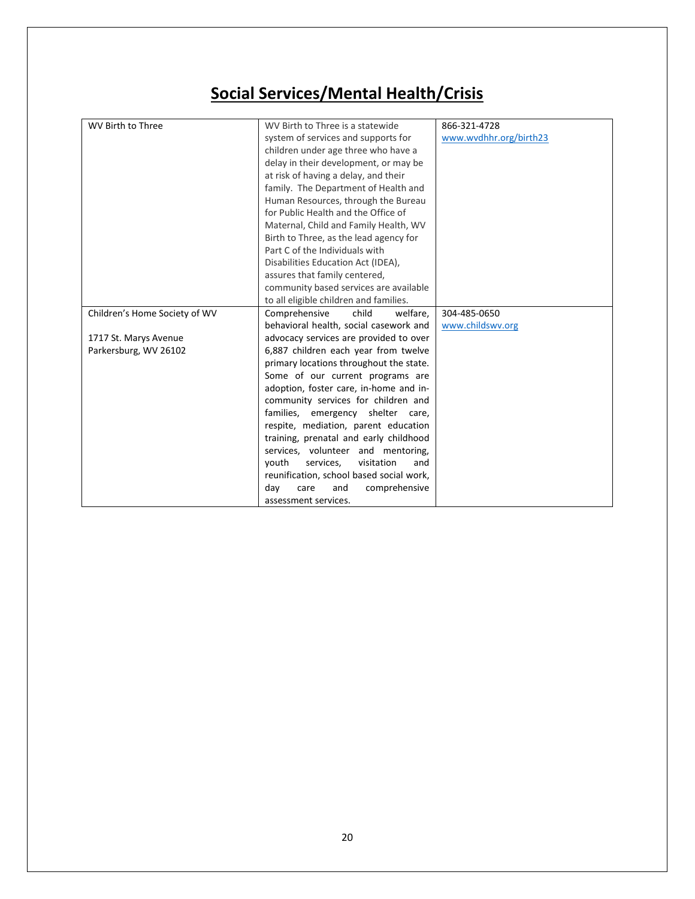# Social Services/Mental Health/Crisis

| | | |
|---|---|---|
| WV Birth to Three | WV Birth to Three is a statewide system of services and supports for children under age three who have a delay in their development, or may be at risk of having a delay, and their family. The Department of Health and Human Resources, through the Bureau for Public Health and the Office of Maternal, Child and Family Health, WV Birth to Three, as the lead agency for Part C of the Individuals with Disabilities Education Act (IDEA), assures that family centered, community based services are available to all eligible children and families. | 866-321-4728<br>www.wvdhhr.org/birth23 |
| Children's Home Society of WV<br><br>1717 St. Marys Avenue<br>Parkersburg, WV 26102 | Comprehensive child welfare, behavioral health, social casework and advocacy services are provided to over 6,887 children each year from twelve primary locations throughout the state. Some of our current programs are adoption, foster care, in-home and in-community services for children and families, emergency shelter care, respite, mediation, parent education training, prenatal and early childhood services, volunteer and mentoring, youth services, visitation and reunification, school based social work, day care and comprehensive assessment services. | 304-485-0650<br>www.childswv.org |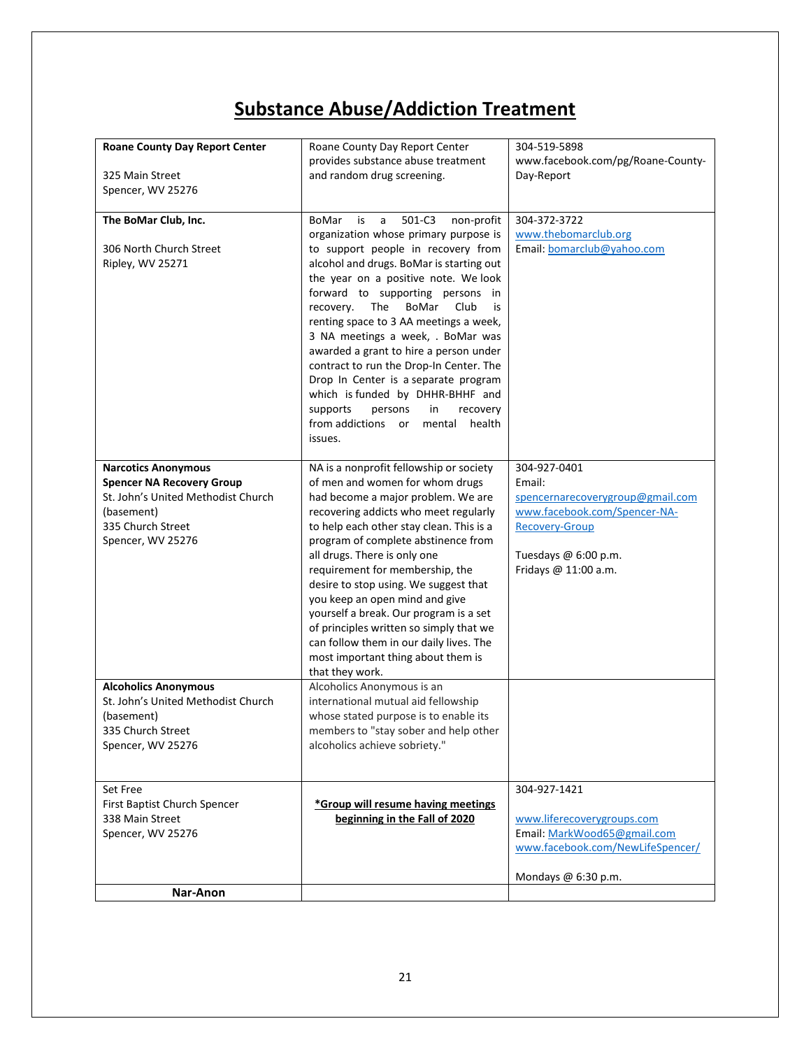# Substance Abuse/Addiction Treatment

| | | |
|---|---|---|
| **Roane County Day Report Center**<br><br>325 Main Street<br>Spencer, WV 25276 | Roane County Day Report Center provides substance abuse treatment and random drug screening. | 304-519-5898<br>www.facebook.com/pg/Roane-County-Day-Report |
| **The BoMar Club, Inc.**<br><br>306 North Church Street<br>Ripley, WV 25271 | BoMar is a 501-C3 non-profit organization whose primary purpose is to support people in recovery from alcohol and drugs. BoMar is starting out the year on a positive note. We look forward to supporting persons in recovery. The BoMar Club is renting space to 3 AA meetings a week, 3 NA meetings a week, . BoMar was awarded a grant to hire a person under contract to run the Drop-In Center. The Drop In Center is a separate program which is funded by DHHR-BHHF and supports persons in recovery from addictions or mental health issues. | 304-372-3722<br>www.thebomarclub.org<br>Email: bomarclub@yahoo.com |
| **Narcotics Anonymous**<br>**Spencer NA Recovery Group**<br>St. John's United Methodist Church (basement)<br>335 Church Street<br>Spencer, WV 25276 | NA is a nonprofit fellowship or society of men and women for whom drugs had become a major problem. We are recovering addicts who meet regularly to help each other stay clean. This is a program of complete abstinence from all drugs. There is only one requirement for membership, the desire to stop using. We suggest that you keep an open mind and give yourself a break. Our program is a set of principles written so simply that we can follow them in our daily lives. The most important thing about them is that they work. | 304-927-0401<br>Email:<br>spencernarecoverygroup@gmail.com<br>www.facebook.com/Spencer-NA-Recovery-Group<br><br>Tuesdays @ 6:00 p.m.<br>Fridays @ 11:00 a.m. |
| **Alcoholics Anonymous**<br>St. John's United Methodist Church (basement)<br>335 Church Street<br>Spencer, WV 25276 | Alcoholics Anonymous is an international mutual aid fellowship whose stated purpose is to enable its members to "stay sober and help other alcoholics achieve sobriety." | |
| Set Free<br>First Baptist Church Spencer<br>338 Main Street<br>Spencer, WV 25276 | ***Group will resume having meetings beginning in the Fall of 2020*** | 304-927-1421<br><br>www.liferecoverygroups.com<br>Email: MarkWood65@gmail.com<br>www.facebook.com/NewLifeSpencer/<br><br>Mondays @ 6:30 p.m. |
| **Nar-Anon** | | |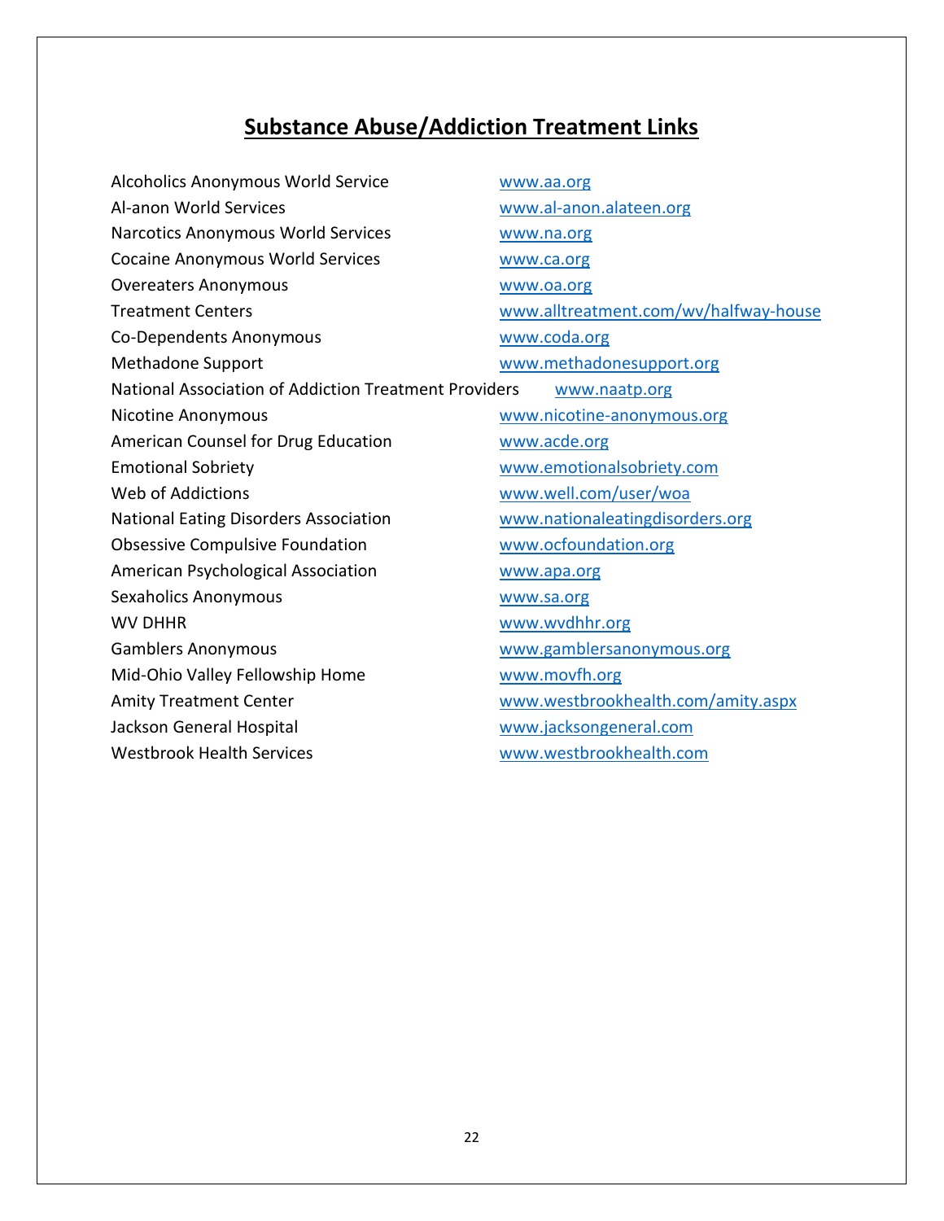## Substance Abuse/Addiction Treatment Links

| | |
|---|---|
| Alcoholics Anonymous World Service | www.aa.org |
| Al-anon World Services | www.al-anon.alateen.org |
| Narcotics Anonymous World Services | www.na.org |
| Cocaine Anonymous World Services | www.ca.org |
| Overeaters Anonymous | www.oa.org |
| Treatment Centers | www.alltreatment.com/wv/halfway-house |
| Co-Dependents Anonymous | www.coda.org |
| Methadone Support | www.methadonesupport.org |
| National Association of Addiction Treatment Providers | www.naatp.org |
| Nicotine Anonymous | www.nicotine-anonymous.org |
| American Counsel for Drug Education | www.acde.org |
| Emotional Sobriety | www.emotionalsobriety.com |
| Web of Addictions | www.well.com/user/woa |
| National Eating Disorders Association | www.nationaleatingdisorders.org |
| Obsessive Compulsive Foundation | www.ocfoundation.org |
| American Psychological Association | www.apa.org |
| Sexaholics Anonymous | www.sa.org |
| WV DHHR | www.wvdhhr.org |
| Gamblers Anonymous | www.gamblersanonymous.org |
| Mid-Ohio Valley Fellowship Home | www.movfh.org |
| Amity Treatment Center | www.westbrookhealth.com/amity.aspx |
| Jackson General Hospital | www.jacksongeneral.com |
| Westbrook Health Services | www.westbrookhealth.com |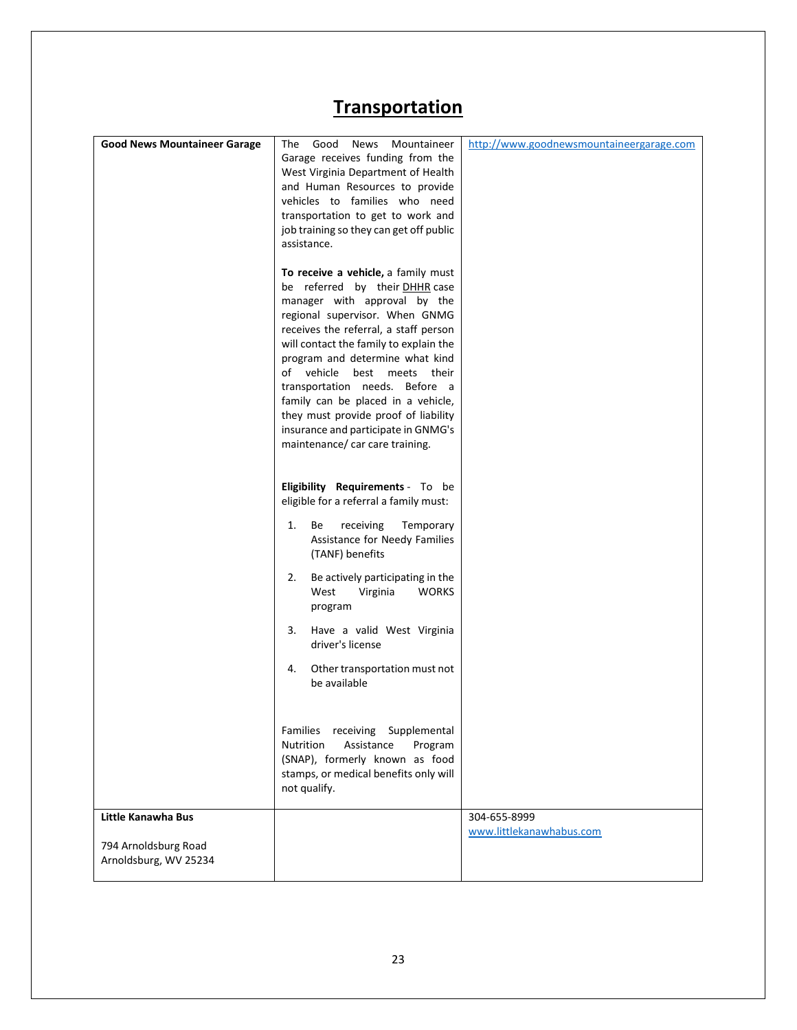# Transportation

| | | |
|---|---|---|
| **Good News Mountaineer Garage** | The Good News Mountaineer Garage receives funding from the West Virginia Department of Health and Human Resources to provide vehicles to families who need transportation to get to work and job training so they can get off public assistance.<br><br>**To receive a vehicle,** a family must be referred by their DHHR case manager with approval by the regional supervisor. When GNMG receives the referral, a staff person will contact the family to explain the program and determine what kind of vehicle best meets their transportation needs. Before a family can be placed in a vehicle, they must provide proof of liability insurance and participate in GNMG's maintenance/ car care training.<br><br>**Eligibility Requirements** - To be eligible for a referral a family must:<br><br>1. Be receiving Temporary Assistance for Needy Families (TANF) benefits<br>2. Be actively participating in the West Virginia WORKS program<br>3. Have a valid West Virginia driver's license<br>4. Other transportation must not be available<br><br>Families receiving Supplemental Nutrition Assistance Program (SNAP), formerly known as food stamps, or medical benefits only will not qualify. | http://www.goodnewsmountaineergarage.com |
| **Little Kanawha Bus**<br><br>794 Arnoldsburg Road<br>Arnoldsburg, WV 25234 | | 304-655-8999<br>www.littlekanawhabus.com |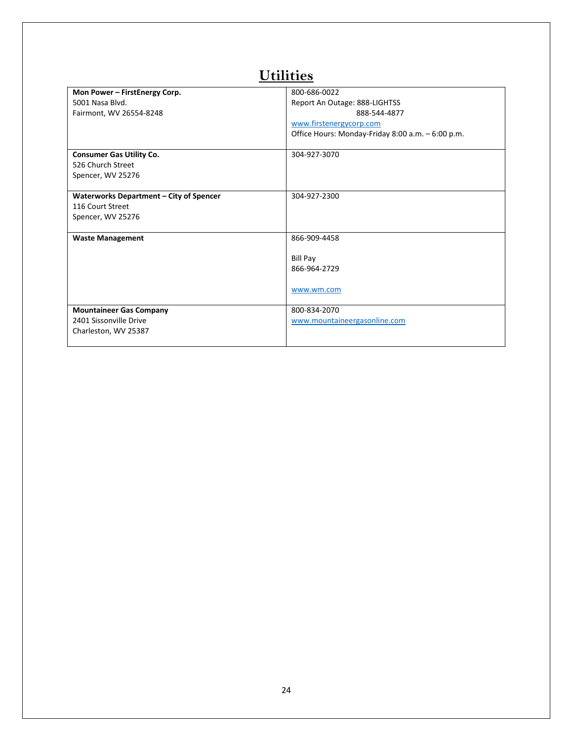# Utilities

| | |
|---|---|
| **Mon Power – FirstEnergy Corp.**<br>5001 Nasa Blvd.<br>Fairmont, WV 26554-8248 | 800-686-0022<br>Report An Outage: 888-LIGHTSS<br>888-544-4877<br>www.firstenergycorp.com<br>Office Hours: Monday-Friday 8:00 a.m. – 6:00 p.m. |
| **Consumer Gas Utility Co.**<br>526 Church Street<br>Spencer, WV 25276 | 304-927-3070 |
| **Waterworks Department – City of Spencer**<br>116 Court Street<br>Spencer, WV 25276 | 304-927-2300 |
| **Waste Management** | 866-909-4458<br><br>Bill Pay<br>866-964-2729<br><br>www.wm.com |
| **Mountaineer Gas Company**<br>2401 Sissonville Drive<br>Charleston, WV 25387 | 800-834-2070<br>www.mountaineergasonline.com |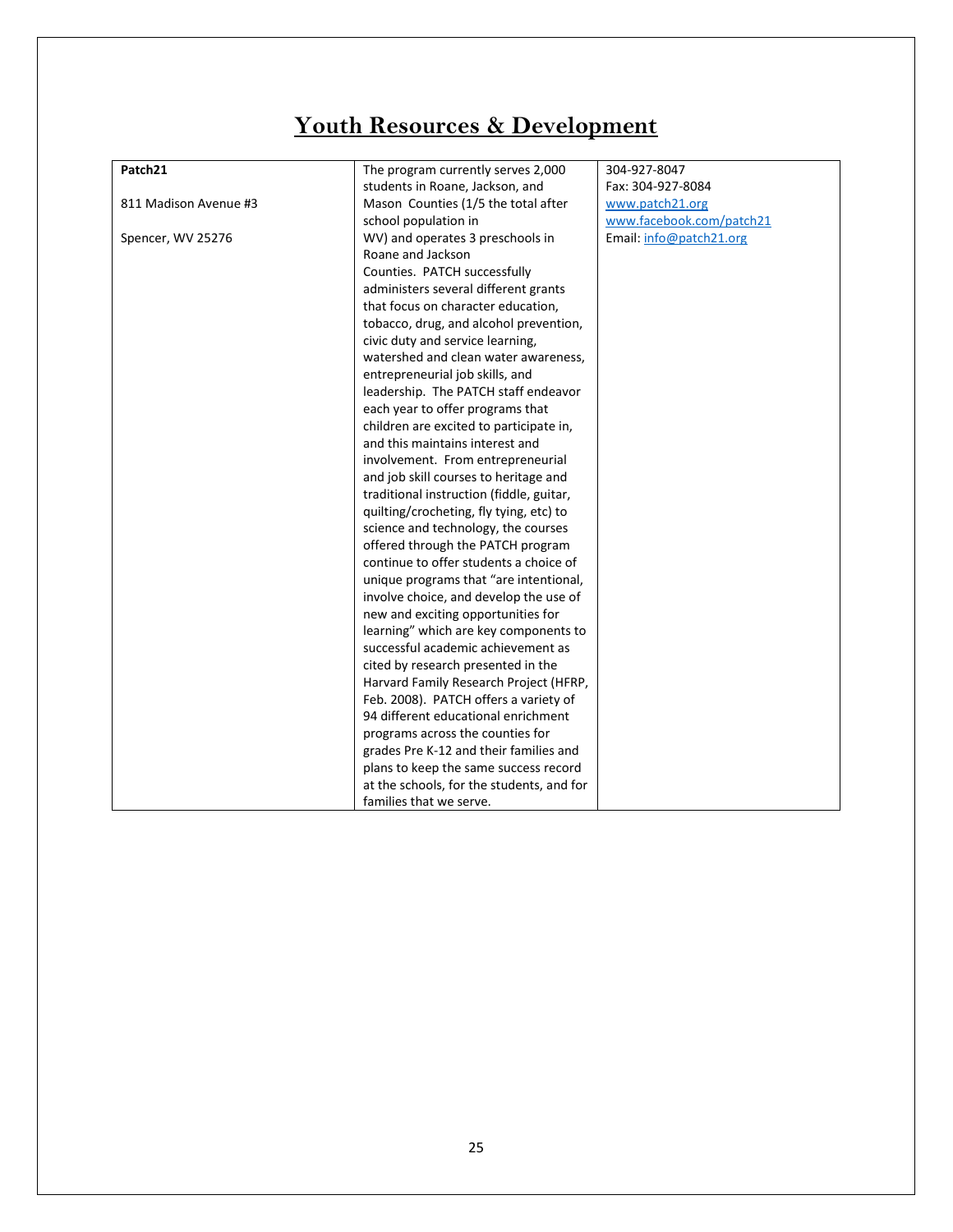# Youth Resources & Development

| | | |
|---|---|---|
| **Patch21**<br><br>811 Madison Avenue #3<br><br>Spencer, WV 25276 | The program currently serves 2,000 students in Roane, Jackson, and Mason Counties (1/5 the total after school population in WV) and operates 3 preschools in Roane and Jackson Counties. PATCH successfully administers several different grants that focus on character education, tobacco, drug, and alcohol prevention, civic duty and service learning, watershed and clean water awareness, entrepreneurial job skills, and leadership. The PATCH staff endeavor each year to offer programs that children are excited to participate in, and this maintains interest and involvement. From entrepreneurial and job skill courses to heritage and traditional instruction (fiddle, guitar, quilting/crocheting, fly tying, etc) to science and technology, the courses offered through the PATCH program continue to offer students a choice of unique programs that "are intentional, involve choice, and develop the use of new and exciting opportunities for learning" which are key components to successful academic achievement as cited by research presented in the Harvard Family Research Project (HFRP, Feb. 2008). PATCH offers a variety of 94 different educational enrichment programs across the counties for grades Pre K-12 and their families and plans to keep the same success record at the schools, for the students, and for families that we serve. | 304-927-8047<br>Fax: 304-927-8084<br>www.patch21.org<br>www.facebook.com/patch21<br>Email: info@patch21.org |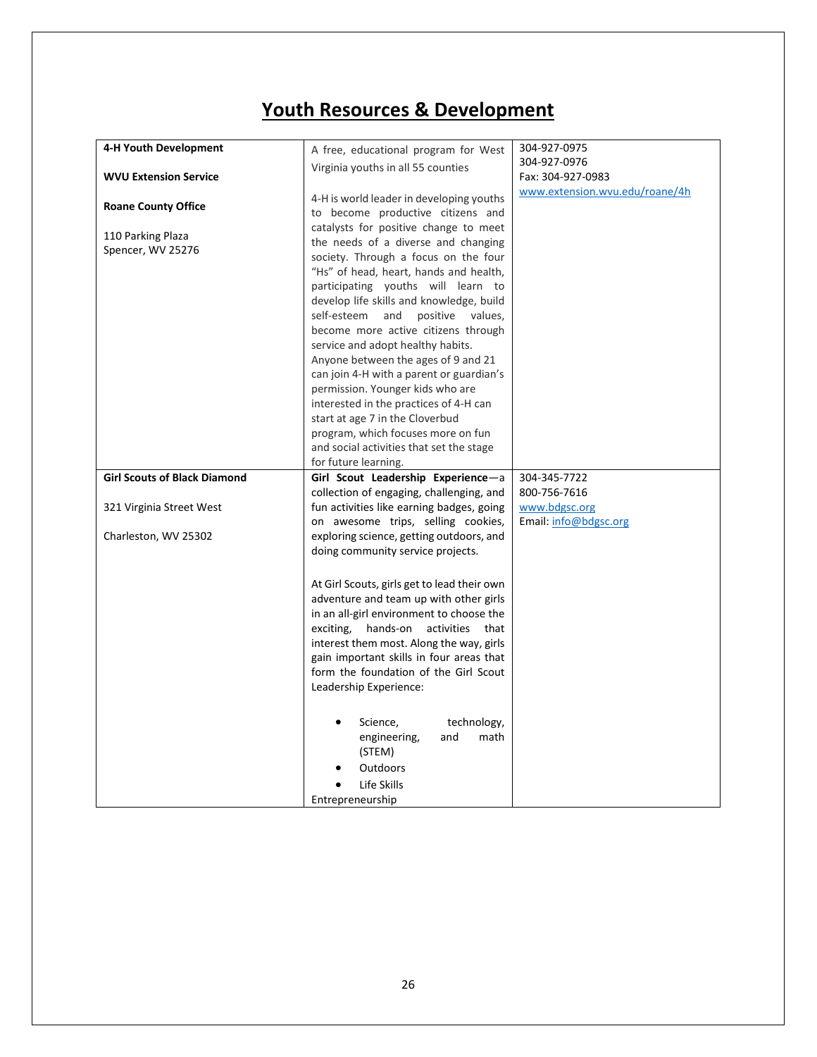# Youth Resources & Development

| | | |
|---|---|---|
| **4-H Youth Development**<br><br>**WVU Extension Service**<br><br>**Roane County Office**<br><br>110 Parking Plaza<br>Spencer, WV 25276 | A free, educational program for West Virginia youths in all 55 counties<br><br>4-H is world leader in developing youths to become productive citizens and catalysts for positive change to meet the needs of a diverse and changing society. Through a focus on the four "Hs" of head, heart, hands and health, participating youths will learn to develop life skills and knowledge, build self-esteem and positive values, become more active citizens through service and adopt healthy habits. Anyone between the ages of 9 and 21 can join 4-H with a parent or guardian's permission. Younger kids who are interested in the practices of 4-H can start at age 7 in the Cloverbud program, which focuses more on fun and social activities that set the stage for future learning. | 304-927-0975<br>304-927-0976<br>Fax: 304-927-0983<br>www.extension.wvu.edu/roane/4h |
| **Girl Scouts of Black Diamond**<br><br>321 Virginia Street West<br><br>Charleston, WV 25302 | **Girl Scout Leadership Experience**—a collection of engaging, challenging, and fun activities like earning badges, going on awesome trips, selling cookies, exploring science, getting outdoors, and doing community service projects.<br><br>At Girl Scouts, girls get to lead their own adventure and team up with other girls in an all-girl environment to choose the exciting, hands-on activities that interest them most. Along the way, girls gain important skills in four areas that form the foundation of the Girl Scout Leadership Experience:<br><br>• Science, technology, engineering, and math (STEM)<br>• Outdoors<br>• Life Skills<br>Entrepreneurship | 304-345-7722<br>800-756-7616<br>www.bdgsc.org<br>Email: info@bdgsc.org |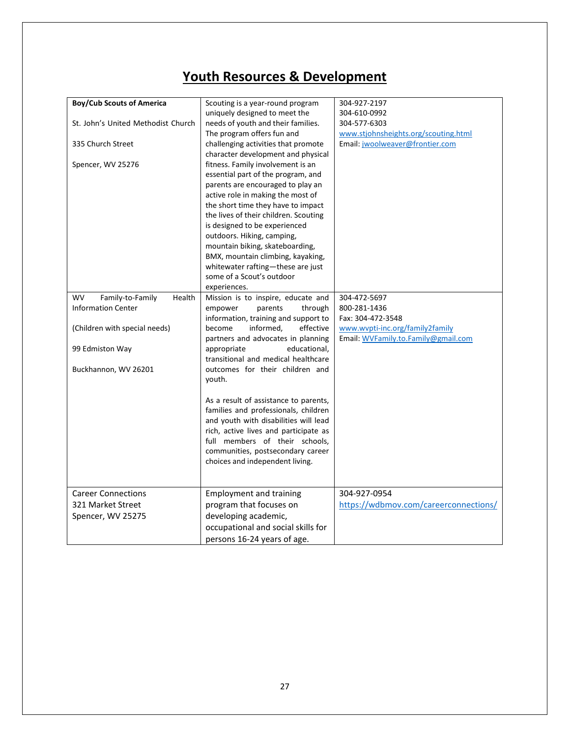# Youth Resources & Development

| | | |
|---|---|---|
| **Boy/Cub Scouts of America**<br><br>St. John's United Methodist Church<br><br>335 Church Street<br><br>Spencer, WV 25276 | Scouting is a year-round program uniquely designed to meet the needs of youth and their families. The program offers fun and challenging activities that promote character development and physical fitness. Family involvement is an essential part of the program, and parents are encouraged to play an active role in making the most of the short time they have to impact the lives of their children. Scouting is designed to be experienced outdoors. Hiking, camping, mountain biking, skateboarding, BMX, mountain climbing, kayaking, whitewater rafting—these are just some of a Scout's outdoor experiences. | 304-927-2197<br>304-610-0992<br>304-577-6303<br>www.stjohnsheights.org/scouting.html<br>Email: jwoolweaver@frontier.com |
| WV Family-to-Family Health Information Center<br><br>(Children with special needs)<br><br>99 Edmiston Way<br><br>Buckhannon, WV 26201 | Mission is to inspire, educate and empower parents through information, training and support to become informed, effective partners and advocates in planning appropriate educational, transitional and medical healthcare outcomes for their children and youth.<br><br>As a result of assistance to parents, families and professionals, children and youth with disabilities will lead rich, active lives and participate as full members of their schools, communities, postsecondary career choices and independent living. | 304-472-5697<br>800-281-1436<br>Fax: 304-472-3548<br>www.wvpti-inc.org/family2family<br>Email: WVFamily.to.Family@gmail.com |
| Career Connections<br>321 Market Street<br>Spencer, WV 25275 | Employment and training program that focuses on developing academic, occupational and social skills for persons 16-24 years of age. | 304-927-0954<br>https://wdbmov.com/careerconnections/ |